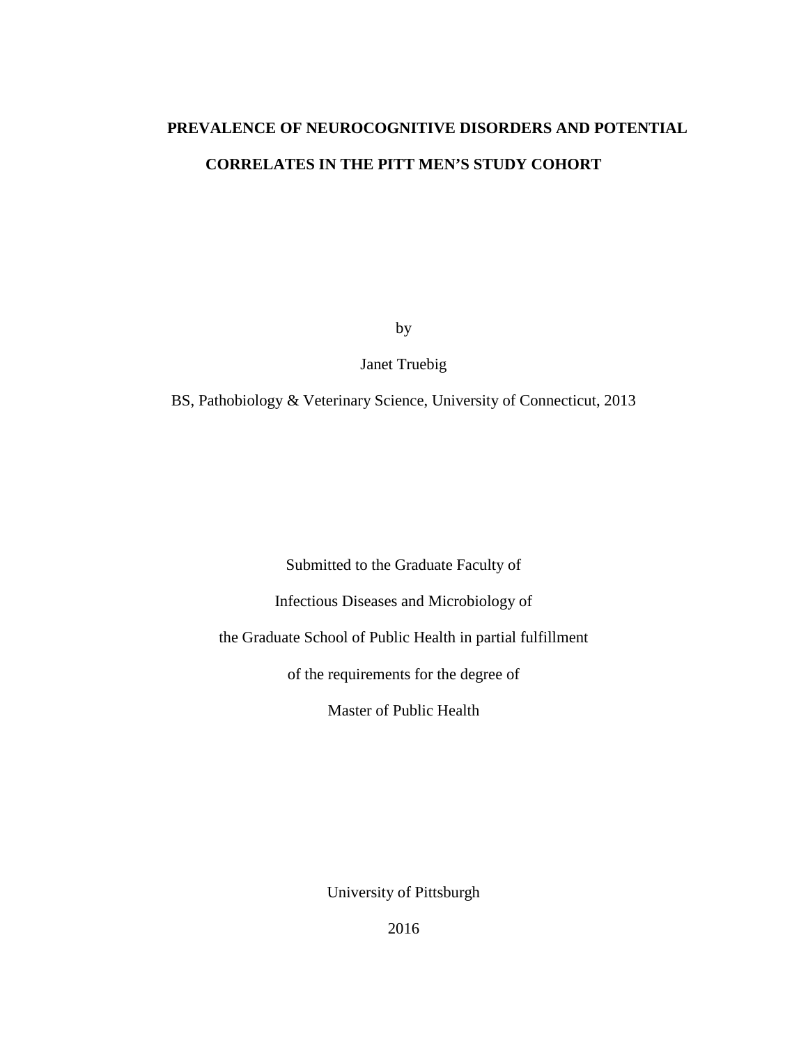# PREVALENCE OF NEUROCOGNITIVE DISORDERS AND POTENTIAL CORRELATES IN THE PITT MEN'S STUDY COHORT

by

Janet Truebig

BS, Pathobiology & Veterinary Science, University of Connecticut, 2013

Submitted to the Graduate Faculty of

Infectious Diseases and Microbiology of

the Graduate School of Public Health in partial fulfillment

of the requirements for the degree of

Master of Public Health

University of Pittsburgh

2016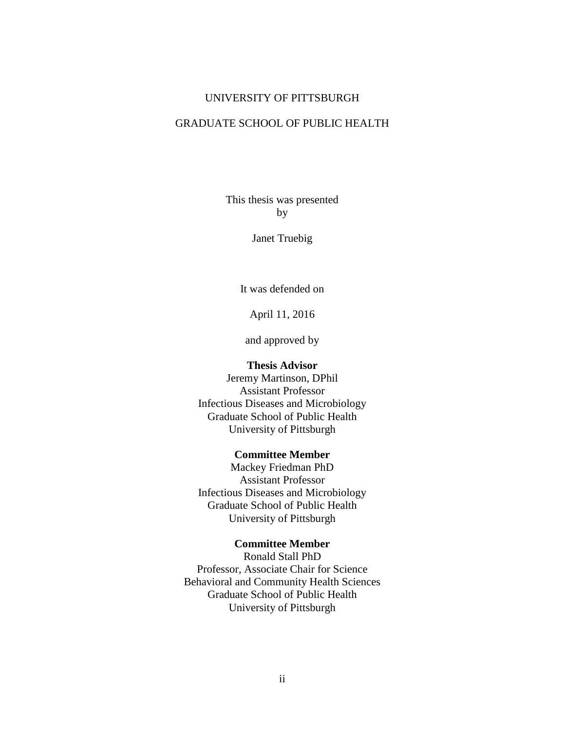UNIVERSITY OF PITTSBURGH

GRADUATE SCHOOL OF PUBLIC HEALTH

This thesis was presented
by

Janet Truebig

It was defended on

April 11, 2016

and approved by

**Thesis Advisor**
Jeremy Martinson, DPhil
Assistant Professor
Infectious Diseases and Microbiology
Graduate School of Public Health
University of Pittsburgh

**Committee Member**
Mackey Friedman PhD
Assistant Professor
Infectious Diseases and Microbiology
Graduate School of Public Health
University of Pittsburgh

**Committee Member**
Ronald Stall PhD
Professor, Associate Chair for Science
Behavioral and Community Health Sciences
Graduate School of Public Health
University of Pittsburgh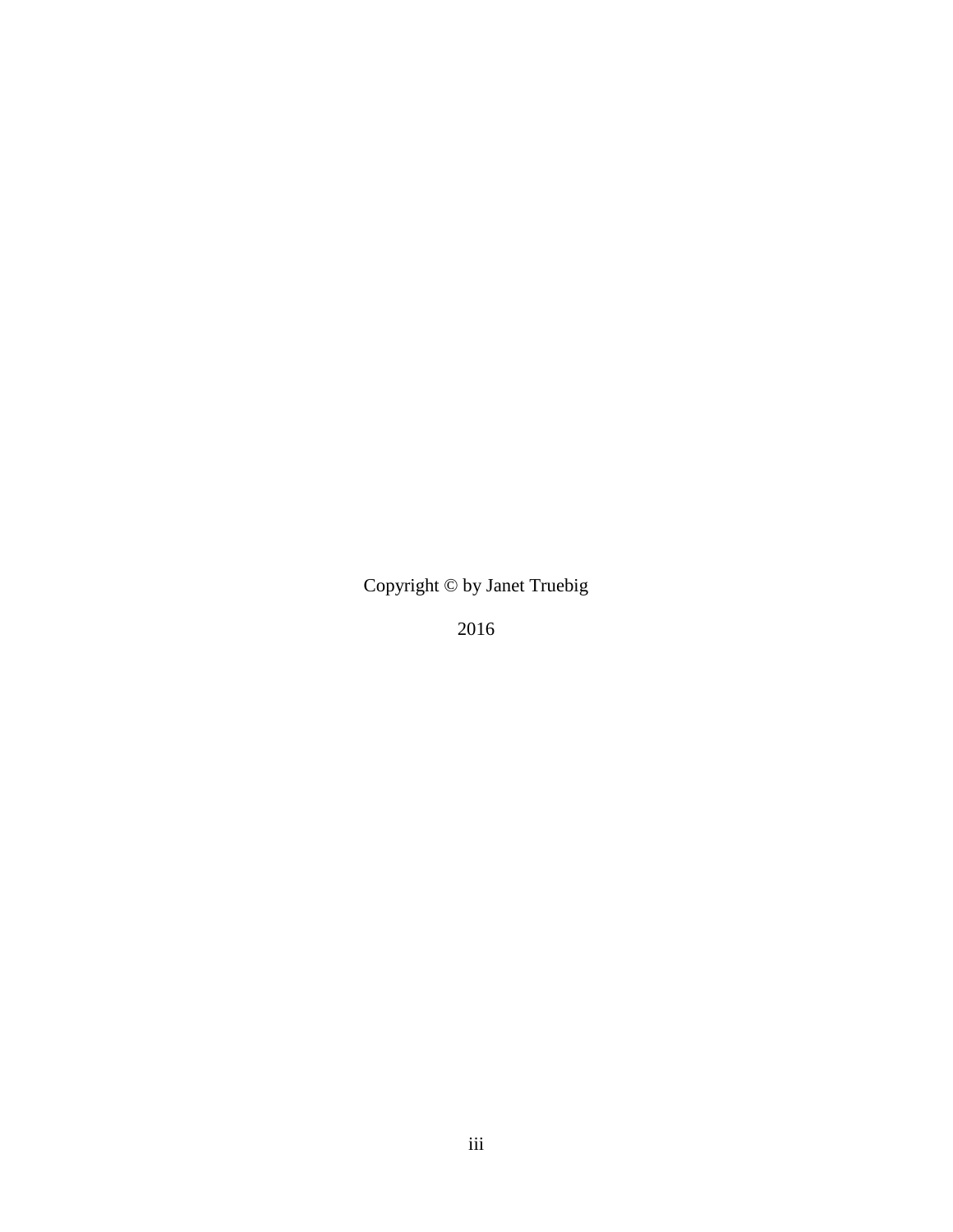Copyright © by Janet Truebig

2016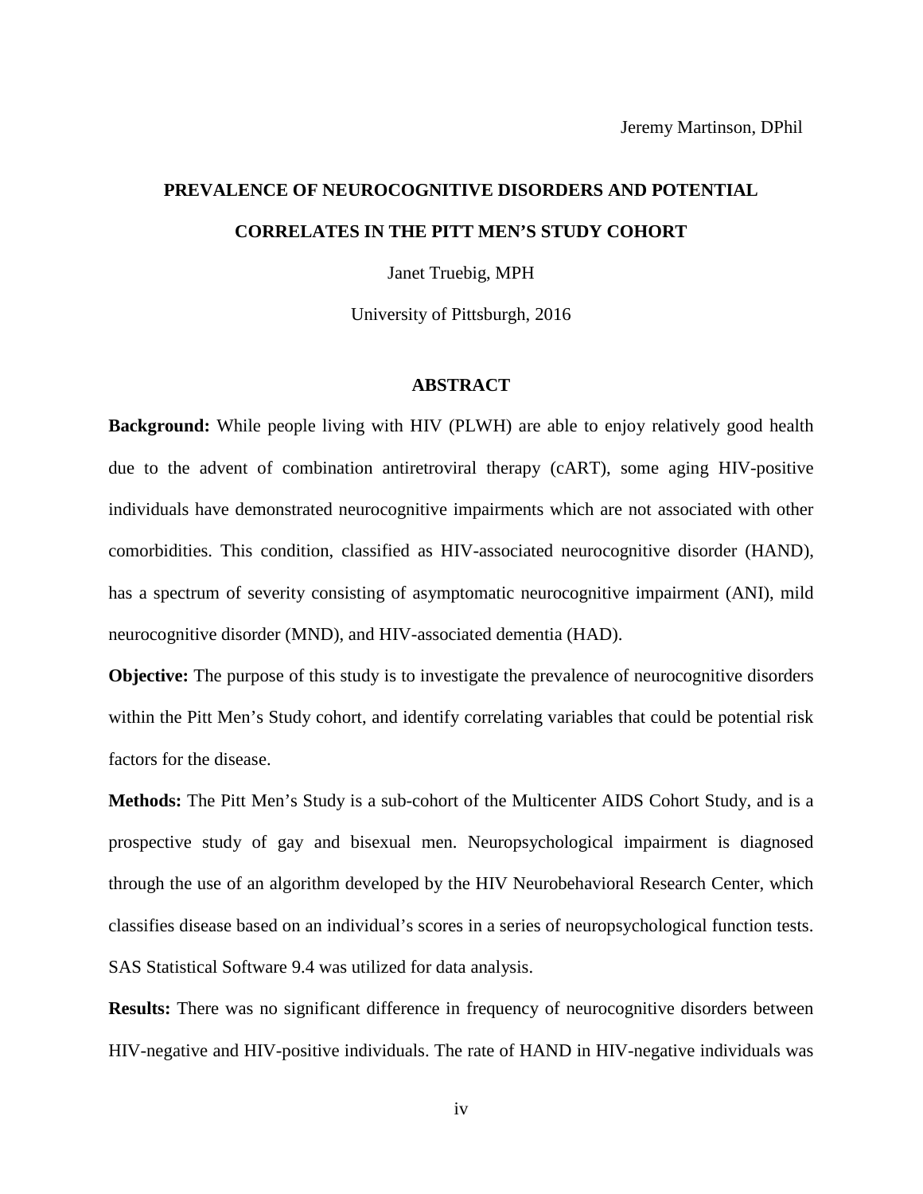Jeremy Martinson, DPhil

**PREVALENCE OF NEUROCOGNITIVE DISORDERS AND POTENTIAL CORRELATES IN THE PITT MEN'S STUDY COHORT**

Janet Truebig, MPH

University of Pittsburgh, 2016

## ABSTRACT

**Background:** While people living with HIV (PLWH) are able to enjoy relatively good health due to the advent of combination antiretroviral therapy (cART), some aging HIV-positive individuals have demonstrated neurocognitive impairments which are not associated with other comorbidities. This condition, classified as HIV-associated neurocognitive disorder (HAND), has a spectrum of severity consisting of asymptomatic neurocognitive impairment (ANI), mild neurocognitive disorder (MND), and HIV-associated dementia (HAD).

**Objective:** The purpose of this study is to investigate the prevalence of neurocognitive disorders within the Pitt Men's Study cohort, and identify correlating variables that could be potential risk factors for the disease.

**Methods:** The Pitt Men's Study is a sub-cohort of the Multicenter AIDS Cohort Study, and is a prospective study of gay and bisexual men. Neuropsychological impairment is diagnosed through the use of an algorithm developed by the HIV Neurobehavioral Research Center, which classifies disease based on an individual's scores in a series of neuropsychological function tests. SAS Statistical Software 9.4 was utilized for data analysis.

**Results:** There was no significant difference in frequency of neurocognitive disorders between HIV-negative and HIV-positive individuals. The rate of HAND in HIV-negative individuals was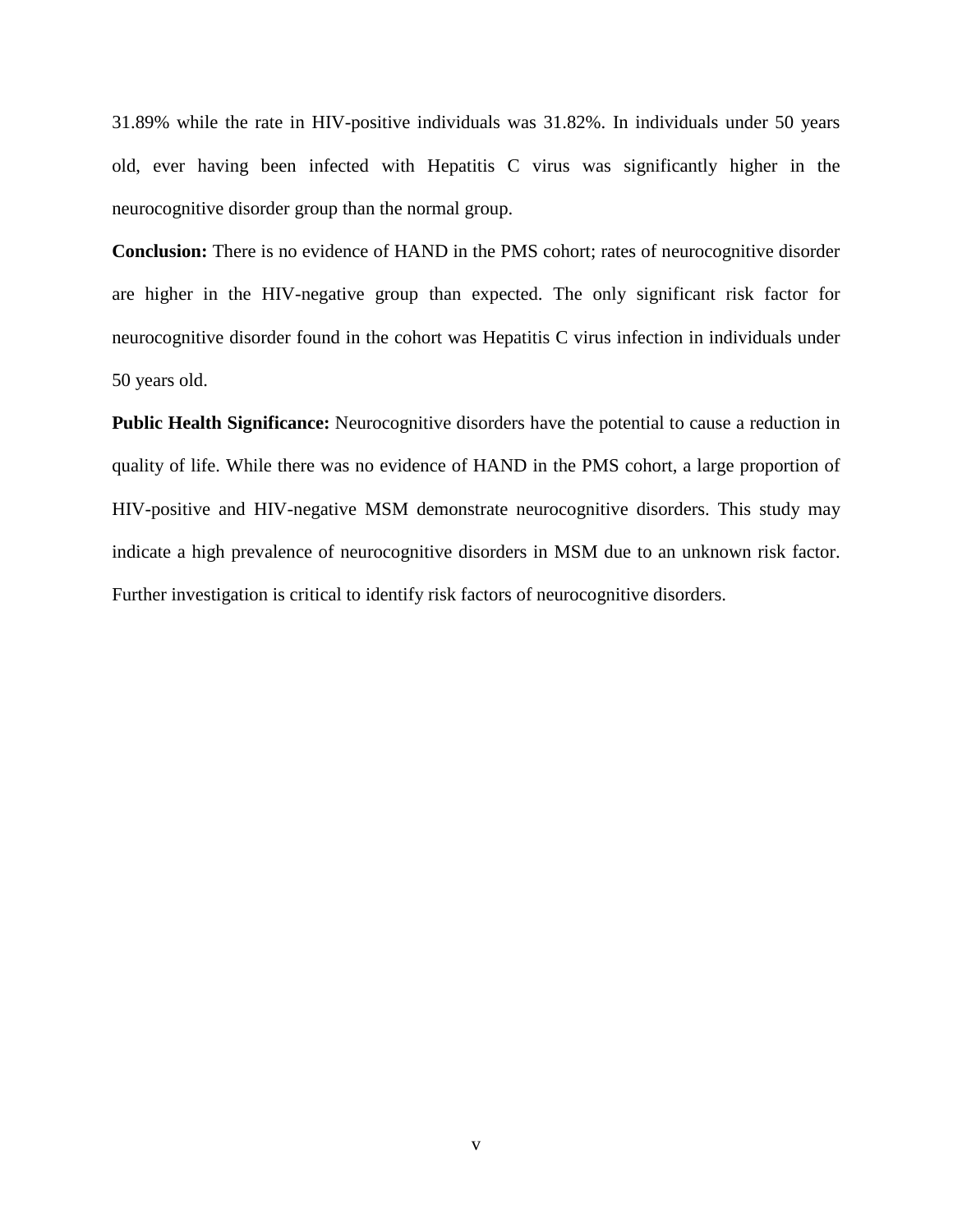31.89% while the rate in HIV-positive individuals was 31.82%. In individuals under 50 years old, ever having been infected with Hepatitis C virus was significantly higher in the neurocognitive disorder group than the normal group.

**Conclusion:** There is no evidence of HAND in the PMS cohort; rates of neurocognitive disorder are higher in the HIV-negative group than expected. The only significant risk factor for neurocognitive disorder found in the cohort was Hepatitis C virus infection in individuals under 50 years old.

**Public Health Significance:** Neurocognitive disorders have the potential to cause a reduction in quality of life. While there was no evidence of HAND in the PMS cohort, a large proportion of HIV-positive and HIV-negative MSM demonstrate neurocognitive disorders. This study may indicate a high prevalence of neurocognitive disorders in MSM due to an unknown risk factor. Further investigation is critical to identify risk factors of neurocognitive disorders.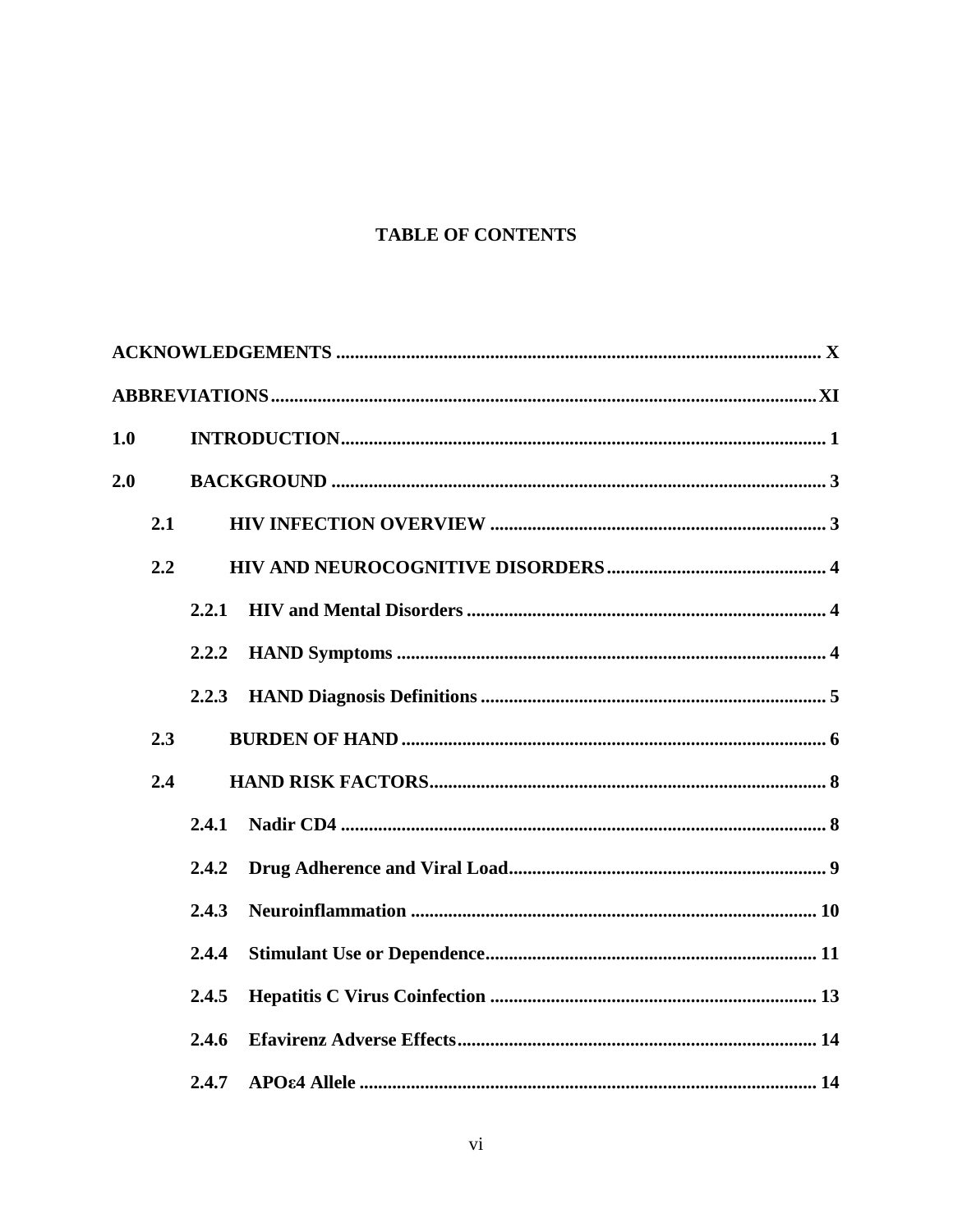# TABLE OF CONTENTS

**ACKNOWLEDGEMENTS** ........................................................ **X**

**ABBREVIATIONS** ........................................................ **XI**

**1.0 INTRODUCTION** ........................................................ **1**

**2.0 BACKGROUND** ........................................................ **3**

- **2.1 HIV INFECTION OVERVIEW** ........................................................ **3**
- **2.2 HIV AND NEUROCOGNITIVE DISORDERS** ........................................................ **4**
  - **2.2.1 HIV and Mental Disorders** ........................................................ **4**
  - **2.2.2 HAND Symptoms** ........................................................ **4**
  - **2.2.3 HAND Diagnosis Definitions** ........................................................ **5**
- **2.3 BURDEN OF HAND** ........................................................ **6**
- **2.4 HAND RISK FACTORS** ........................................................ **8**
  - **2.4.1 Nadir CD4** ........................................................ **8**
  - **2.4.2 Drug Adherence and Viral Load** ........................................................ **9**
  - **2.4.3 Neuroinflammation** ........................................................ **10**
  - **2.4.4 Stimulant Use or Dependence** ........................................................ **11**
  - **2.4.5 Hepatitis C Virus Coinfection** ........................................................ **13**
  - **2.4.6 Efavirenz Adverse Effects** ........................................................ **14**
  - **2.4.7 APOε4 Allele** ........................................................ **14**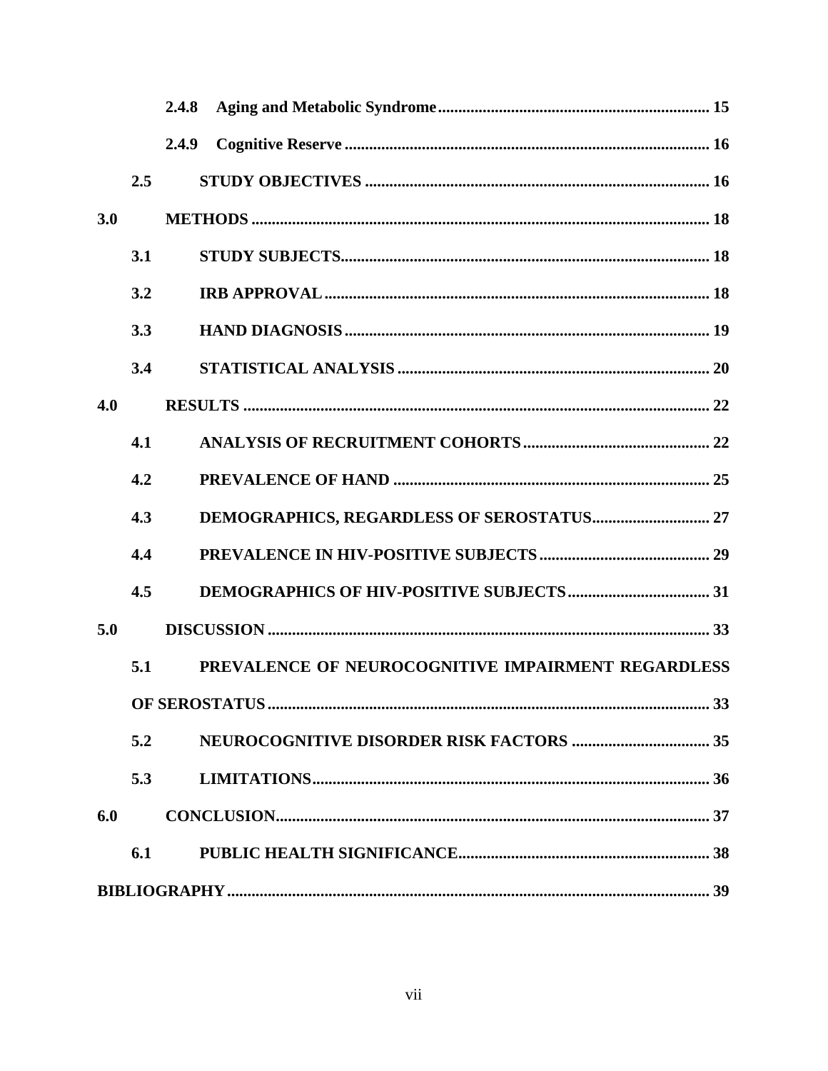2.4.8 **Aging and Metabolic Syndrome** .................................................................. 15

2.4.9 **Cognitive Reserve** ......................................................................................... 16

**2.5 STUDY OBJECTIVES** ................................................................................... 16

**3.0 METHODS** ............................................................................................................... 18

**3.1 STUDY SUBJECTS** ......................................................................................... 18

**3.2 IRB APPROVAL** ............................................................................................. 18

**3.3 HAND DIAGNOSIS** ........................................................................................ 19

**3.4 STATISTICAL ANALYSIS** ........................................................................... 20

**4.0 RESULTS** ................................................................................................................. 22

**4.1 ANALYSIS OF RECRUITMENT COHORTS** ............................................ 22

**4.2 PREVALENCE OF HAND** ............................................................................ 25

**4.3 DEMOGRAPHICS, REGARDLESS OF SEROSTATUS** ............................ 27

**4.4 PREVALENCE IN HIV-POSITIVE SUBJECTS** ......................................... 29

**4.5 DEMOGRAPHICS OF HIV-POSITIVE SUBJECTS** .................................. 31

**5.0 DISCUSSION** .......................................................................................................... 33

**5.1 PREVALENCE OF NEUROCOGNITIVE IMPAIRMENT REGARDLESS OF SEROSTATUS** ........................................................................................................... 33

**5.2 NEUROCOGNITIVE DISORDER RISK FACTORS** ................................. 35

**5.3 LIMITATIONS** ............................................................................................... 36

**6.0 CONCLUSION** ......................................................................................................... 37

**6.1 PUBLIC HEALTH SIGNIFICANCE** ............................................................. 38

**BIBLIOGRAPHY** ...................................................................................................... 39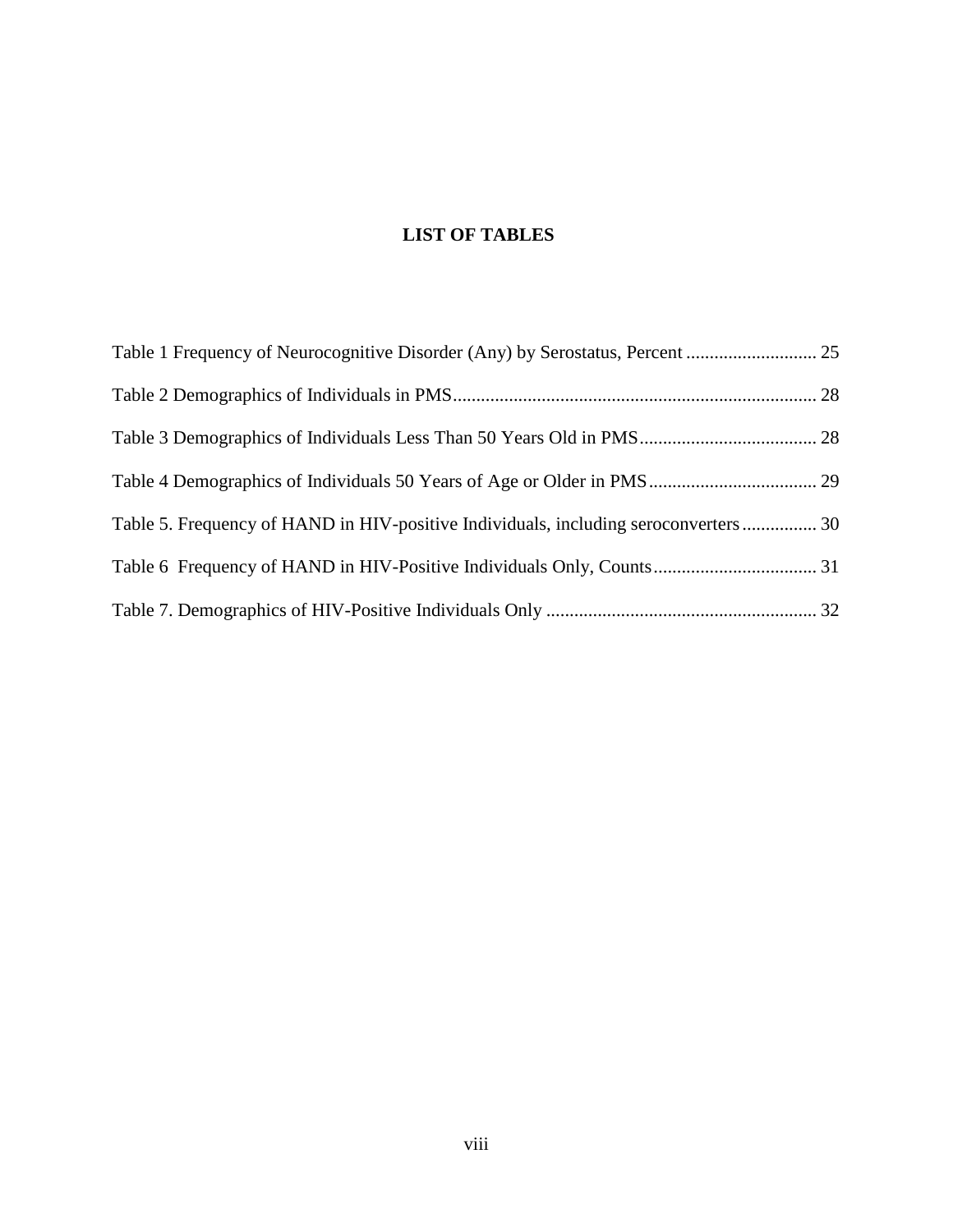# LIST OF TABLES

Table 1 Frequency of Neurocognitive Disorder (Any) by Serostatus, Percent ............................ 25

Table 2 Demographics of Individuals in PMS............................................................................. 28

Table 3 Demographics of Individuals Less Than 50 Years Old in PMS...................................... 28

Table 4 Demographics of Individuals 50 Years of Age or Older in PMS.................................... 29

Table 5. Frequency of HAND in HIV-positive Individuals, including seroconverters................ 30

Table 6 Frequency of HAND in HIV-Positive Individuals Only, Counts................................... 31

Table 7. Demographics of HIV-Positive Individuals Only .......................................................... 32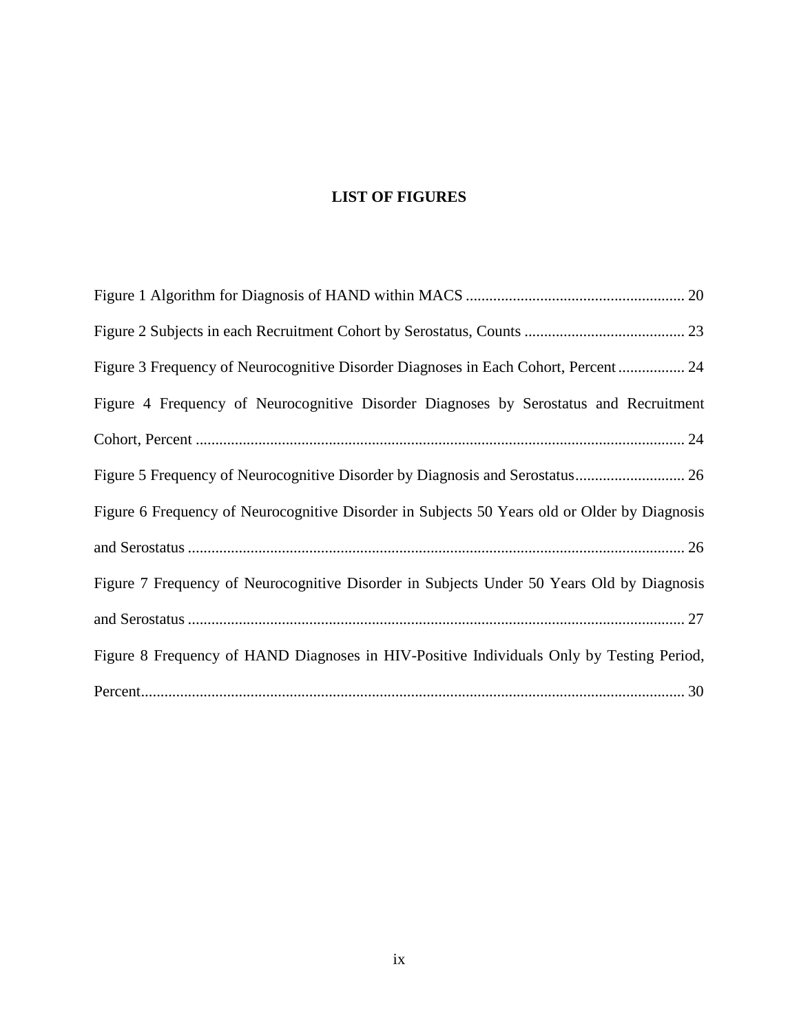## LIST OF FIGURES

Figure 1 Algorithm for Diagnosis of HAND within MACS ........................................................ 20

Figure 2 Subjects in each Recruitment Cohort by Serostatus, Counts ......................................... 23

Figure 3 Frequency of Neurocognitive Disorder Diagnoses in Each Cohort, Percent ................. 24

Figure 4 Frequency of Neurocognitive Disorder Diagnoses by Serostatus and Recruitment Cohort, Percent ............................................................................................................................ 24

Figure 5 Frequency of Neurocognitive Disorder by Diagnosis and Serostatus............................ 26

Figure 6 Frequency of Neurocognitive Disorder in Subjects 50 Years old or Older by Diagnosis and Serostatus .............................................................................................................................. 26

Figure 7 Frequency of Neurocognitive Disorder in Subjects Under 50 Years Old by Diagnosis and Serostatus .............................................................................................................................. 27

Figure 8 Frequency of HAND Diagnoses in HIV-Positive Individuals Only by Testing Period, Percent.......................................................................................................................................... 30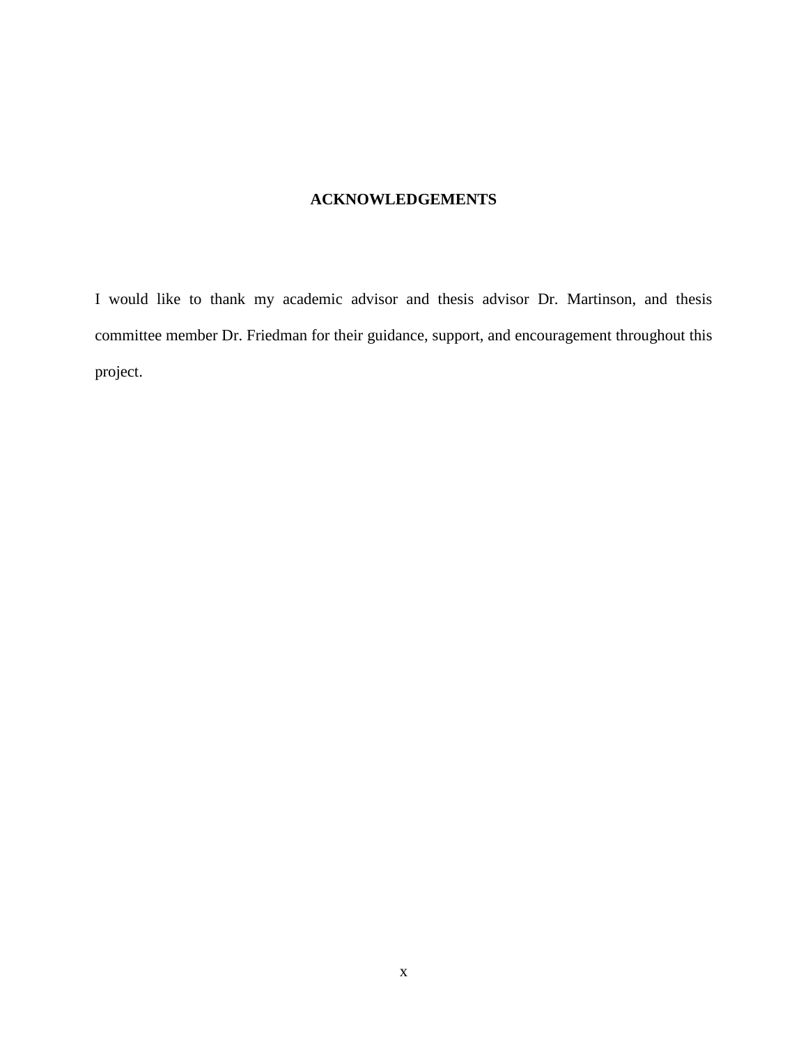## ACKNOWLEDGEMENTS

I would like to thank my academic advisor and thesis advisor Dr. Martinson, and thesis committee member Dr. Friedman for their guidance, support, and encouragement throughout this project.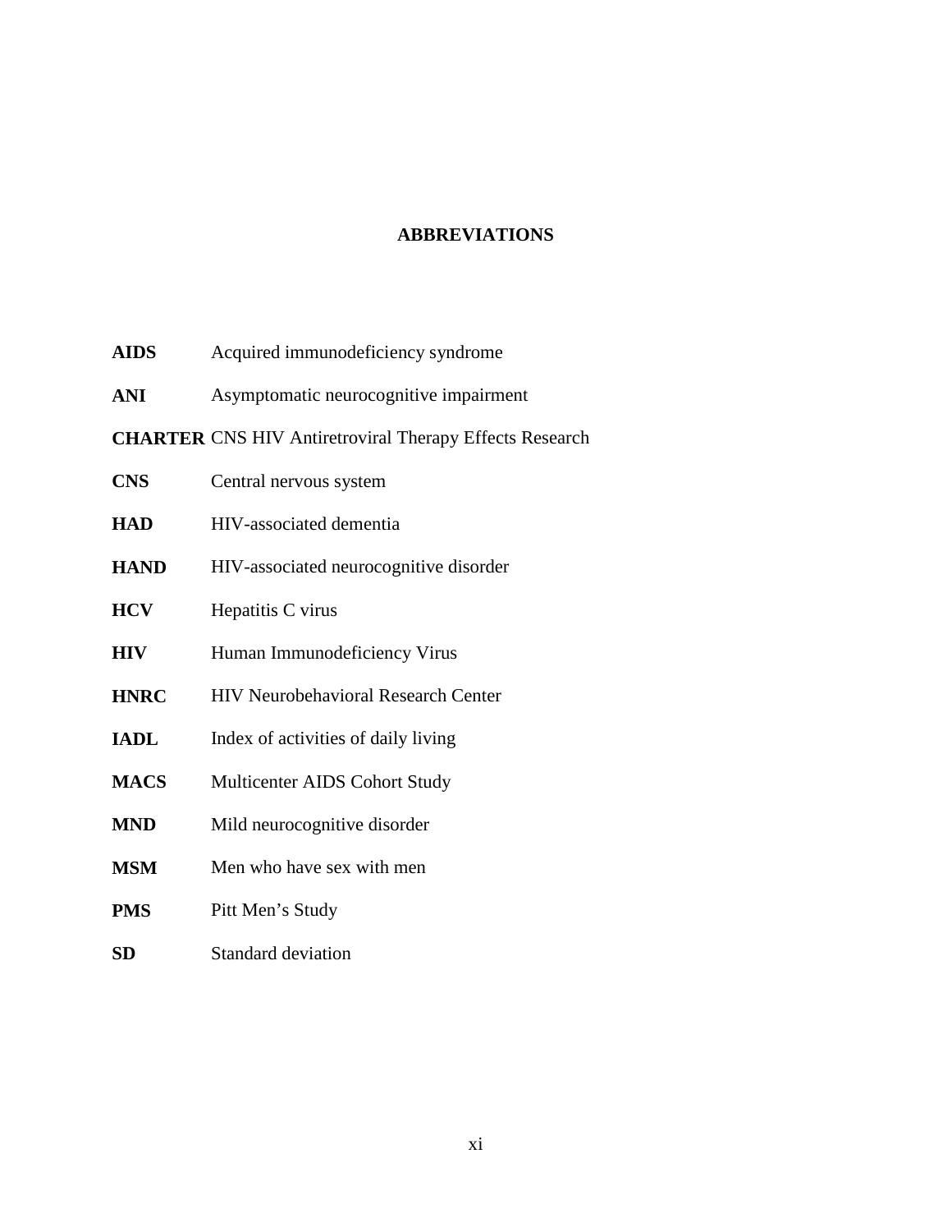# ABBREVIATIONS

**AIDS** Acquired immunodeficiency syndrome

**ANI** Asymptomatic neurocognitive impairment

**CHARTER** CNS HIV Antiretroviral Therapy Effects Research

**CNS** Central nervous system

**HAD** HIV-associated dementia

**HAND** HIV-associated neurocognitive disorder

**HCV** Hepatitis C virus

**HIV** Human Immunodeficiency Virus

**HNRC** HIV Neurobehavioral Research Center

**IADL** Index of activities of daily living

**MACS** Multicenter AIDS Cohort Study

**MND** Mild neurocognitive disorder

**MSM** Men who have sex with men

**PMS** Pitt Men's Study

**SD** Standard deviation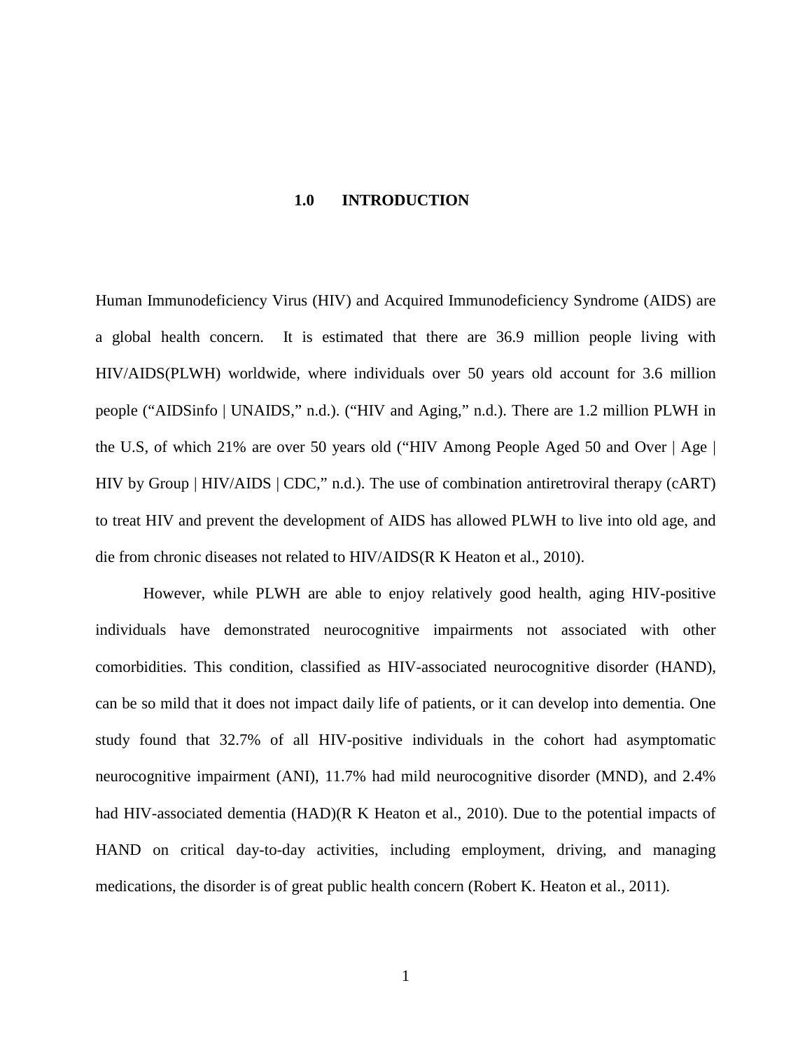# 1.0 INTRODUCTION

Human Immunodeficiency Virus (HIV) and Acquired Immunodeficiency Syndrome (AIDS) are a global health concern. It is estimated that there are 36.9 million people living with HIV/AIDS(PLWH) worldwide, where individuals over 50 years old account for 3.6 million people ("AIDSinfo | UNAIDS," n.d.). ("HIV and Aging," n.d.). There are 1.2 million PLWH in the U.S, of which 21% are over 50 years old ("HIV Among People Aged 50 and Over | Age | HIV by Group | HIV/AIDS | CDC," n.d.). The use of combination antiretroviral therapy (cART) to treat HIV and prevent the development of AIDS has allowed PLWH to live into old age, and die from chronic diseases not related to HIV/AIDS(R K Heaton et al., 2010).

However, while PLWH are able to enjoy relatively good health, aging HIV-positive individuals have demonstrated neurocognitive impairments not associated with other comorbidities. This condition, classified as HIV-associated neurocognitive disorder (HAND), can be so mild that it does not impact daily life of patients, or it can develop into dementia. One study found that 32.7% of all HIV-positive individuals in the cohort had asymptomatic neurocognitive impairment (ANI), 11.7% had mild neurocognitive disorder (MND), and 2.4% had HIV-associated dementia (HAD)(R K Heaton et al., 2010). Due to the potential impacts of HAND on critical day-to-day activities, including employment, driving, and managing medications, the disorder is of great public health concern (Robert K. Heaton et al., 2011).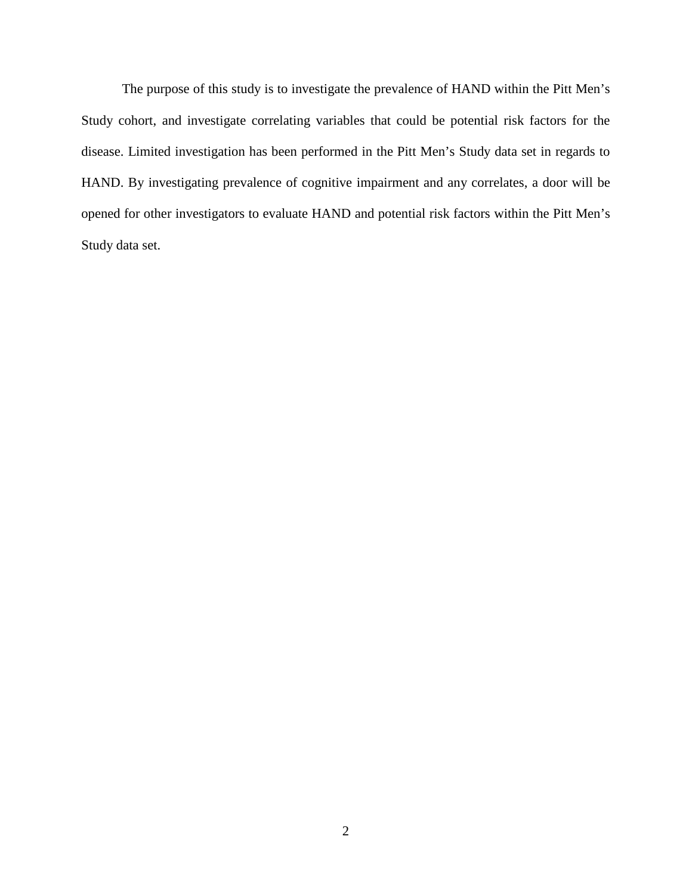The purpose of this study is to investigate the prevalence of HAND within the Pitt Men's Study cohort, and investigate correlating variables that could be potential risk factors for the disease. Limited investigation has been performed in the Pitt Men's Study data set in regards to HAND. By investigating prevalence of cognitive impairment and any correlates, a door will be opened for other investigators to evaluate HAND and potential risk factors within the Pitt Men's Study data set.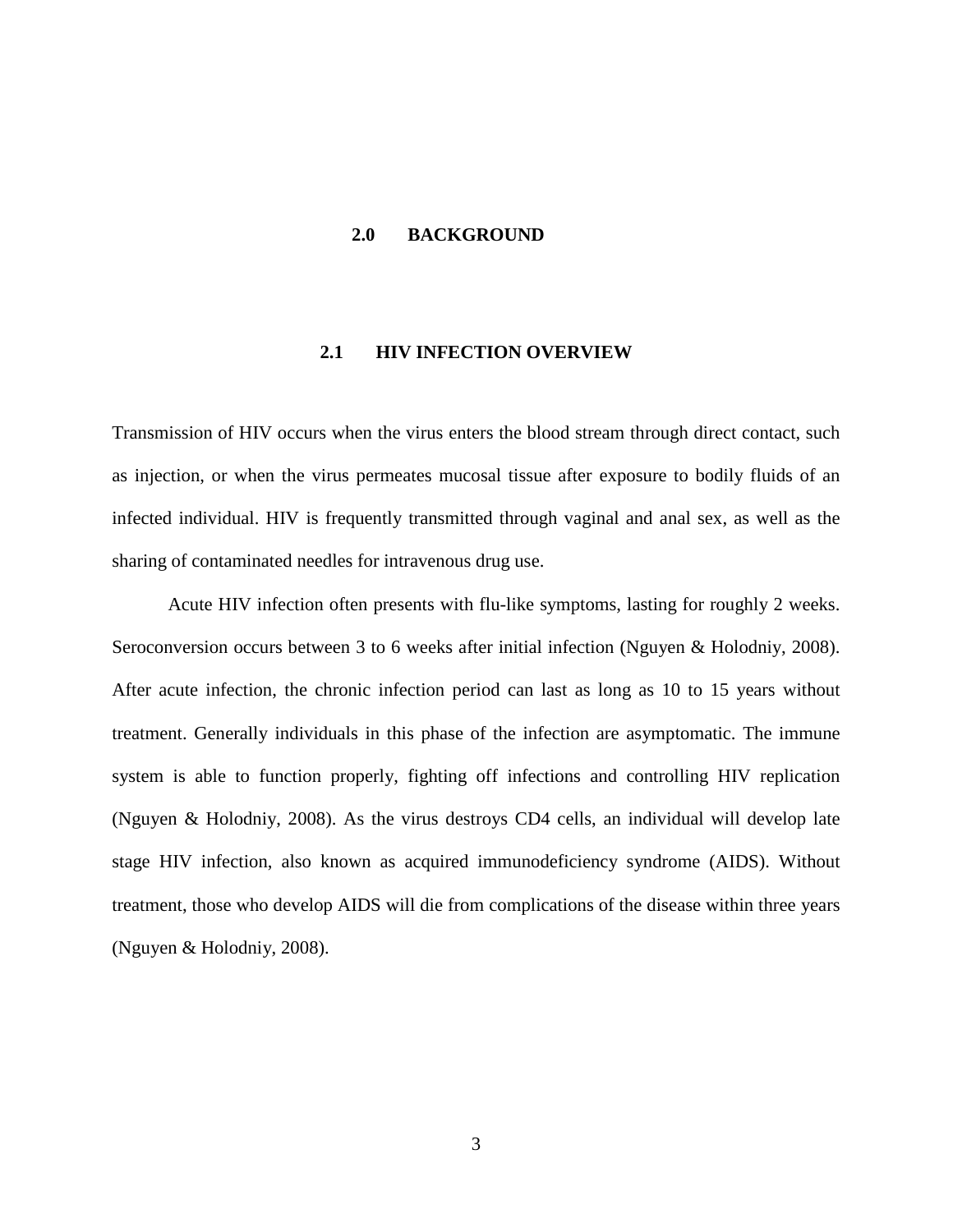# 2.0 BACKGROUND

## 2.1 HIV INFECTION OVERVIEW

Transmission of HIV occurs when the virus enters the blood stream through direct contact, such as injection, or when the virus permeates mucosal tissue after exposure to bodily fluids of an infected individual. HIV is frequently transmitted through vaginal and anal sex, as well as the sharing of contaminated needles for intravenous drug use.

Acute HIV infection often presents with flu-like symptoms, lasting for roughly 2 weeks. Seroconversion occurs between 3 to 6 weeks after initial infection (Nguyen & Holodniy, 2008). After acute infection, the chronic infection period can last as long as 10 to 15 years without treatment. Generally individuals in this phase of the infection are asymptomatic. The immune system is able to function properly, fighting off infections and controlling HIV replication (Nguyen & Holodniy, 2008). As the virus destroys CD4 cells, an individual will develop late stage HIV infection, also known as acquired immunodeficiency syndrome (AIDS). Without treatment, those who develop AIDS will die from complications of the disease within three years (Nguyen & Holodniy, 2008).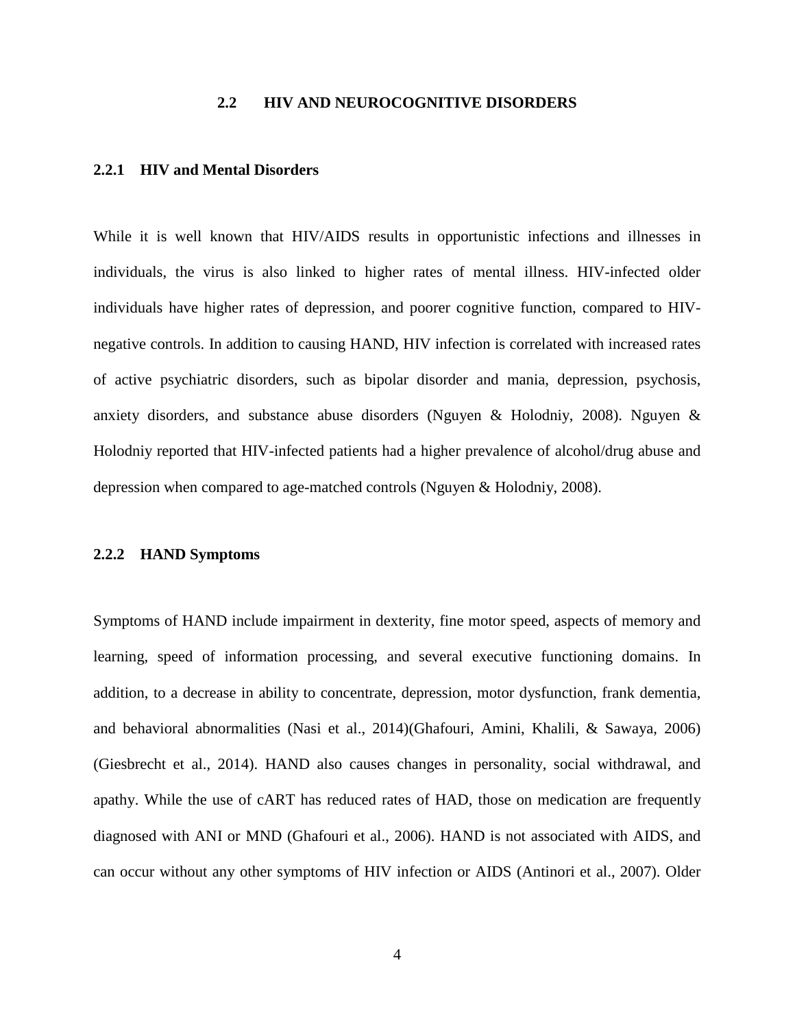## 2.2 HIV AND NEUROCOGNITIVE DISORDERS

### 2.2.1 HIV and Mental Disorders

While it is well known that HIV/AIDS results in opportunistic infections and illnesses in individuals, the virus is also linked to higher rates of mental illness. HIV-infected older individuals have higher rates of depression, and poorer cognitive function, compared to HIV-negative controls. In addition to causing HAND, HIV infection is correlated with increased rates of active psychiatric disorders, such as bipolar disorder and mania, depression, psychosis, anxiety disorders, and substance abuse disorders (Nguyen & Holodniy, 2008). Nguyen & Holodniy reported that HIV-infected patients had a higher prevalence of alcohol/drug abuse and depression when compared to age-matched controls (Nguyen & Holodniy, 2008).

### 2.2.2 HAND Symptoms

Symptoms of HAND include impairment in dexterity, fine motor speed, aspects of memory and learning, speed of information processing, and several executive functioning domains. In addition, to a decrease in ability to concentrate, depression, motor dysfunction, frank dementia, and behavioral abnormalities (Nasi et al., 2014)(Ghafouri, Amini, Khalili, & Sawaya, 2006)(Giesbrecht et al., 2014). HAND also causes changes in personality, social withdrawal, and apathy. While the use of cART has reduced rates of HAD, those on medication are frequently diagnosed with ANI or MND (Ghafouri et al., 2006). HAND is not associated with AIDS, and can occur without any other symptoms of HIV infection or AIDS (Antinori et al., 2007). Older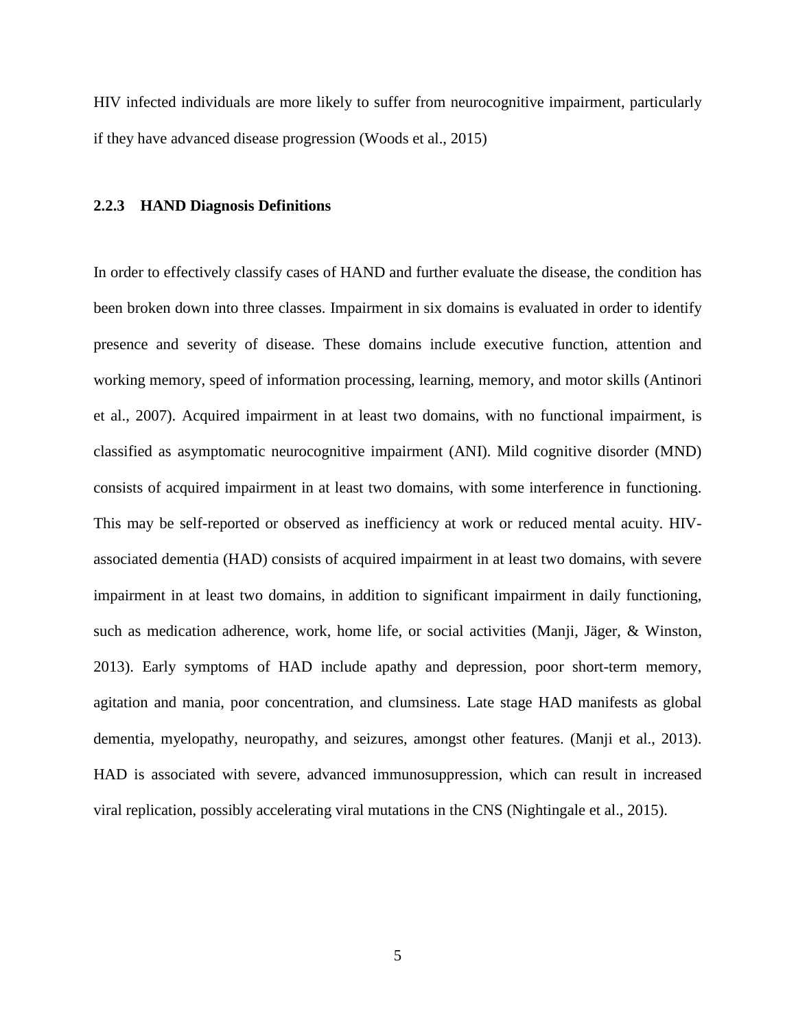HIV infected individuals are more likely to suffer from neurocognitive impairment, particularly if they have advanced disease progression (Woods et al., 2015)

### 2.2.3 HAND Diagnosis Definitions

In order to effectively classify cases of HAND and further evaluate the disease, the condition has been broken down into three classes. Impairment in six domains is evaluated in order to identify presence and severity of disease. These domains include executive function, attention and working memory, speed of information processing, learning, memory, and motor skills (Antinori et al., 2007). Acquired impairment in at least two domains, with no functional impairment, is classified as asymptomatic neurocognitive impairment (ANI). Mild cognitive disorder (MND) consists of acquired impairment in at least two domains, with some interference in functioning. This may be self-reported or observed as inefficiency at work or reduced mental acuity. HIV-associated dementia (HAD) consists of acquired impairment in at least two domains, with severe impairment in at least two domains, in addition to significant impairment in daily functioning, such as medication adherence, work, home life, or social activities (Manji, Jäger, & Winston, 2013). Early symptoms of HAD include apathy and depression, poor short-term memory, agitation and mania, poor concentration, and clumsiness. Late stage HAD manifests as global dementia, myelopathy, neuropathy, and seizures, amongst other features. (Manji et al., 2013). HAD is associated with severe, advanced immunosuppression, which can result in increased viral replication, possibly accelerating viral mutations in the CNS (Nightingale et al., 2015).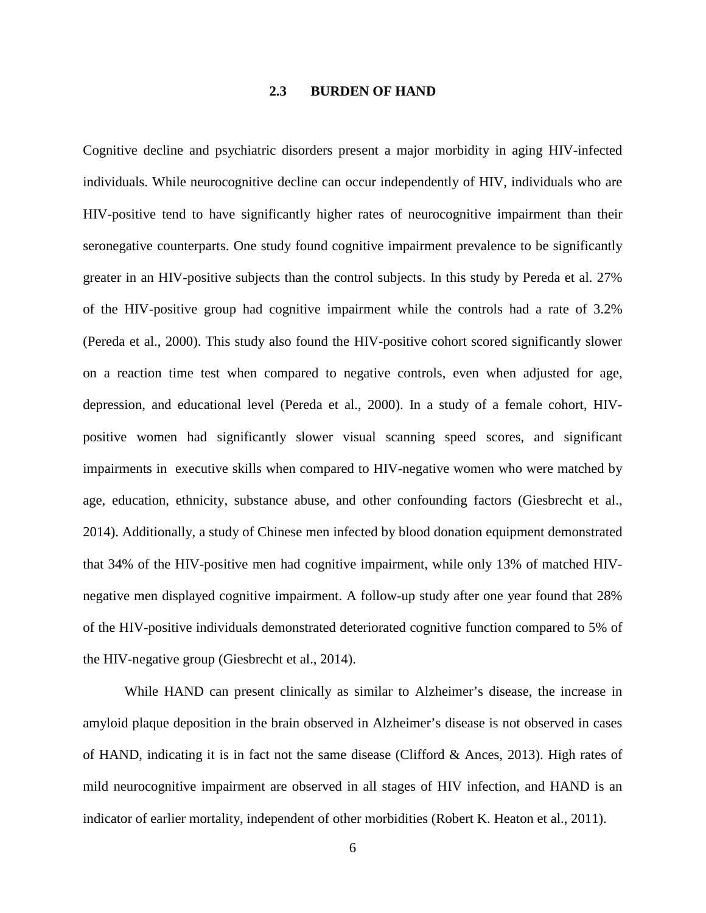## 2.3 BURDEN OF HAND

Cognitive decline and psychiatric disorders present a major morbidity in aging HIV-infected individuals. While neurocognitive decline can occur independently of HIV, individuals who are HIV-positive tend to have significantly higher rates of neurocognitive impairment than their seronegative counterparts. One study found cognitive impairment prevalence to be significantly greater in an HIV-positive subjects than the control subjects. In this study by Pereda et al. 27% of the HIV-positive group had cognitive impairment while the controls had a rate of 3.2% (Pereda et al., 2000). This study also found the HIV-positive cohort scored significantly slower on a reaction time test when compared to negative controls, even when adjusted for age, depression, and educational level (Pereda et al., 2000). In a study of a female cohort, HIV-positive women had significantly slower visual scanning speed scores, and significant impairments in executive skills when compared to HIV-negative women who were matched by age, education, ethnicity, substance abuse, and other confounding factors (Giesbrecht et al., 2014). Additionally, a study of Chinese men infected by blood donation equipment demonstrated that 34% of the HIV-positive men had cognitive impairment, while only 13% of matched HIV-negative men displayed cognitive impairment. A follow-up study after one year found that 28% of the HIV-positive individuals demonstrated deteriorated cognitive function compared to 5% of the HIV-negative group (Giesbrecht et al., 2014).

While HAND can present clinically as similar to Alzheimer's disease, the increase in amyloid plaque deposition in the brain observed in Alzheimer's disease is not observed in cases of HAND, indicating it is in fact not the same disease (Clifford & Ances, 2013). High rates of mild neurocognitive impairment are observed in all stages of HIV infection, and HAND is an indicator of earlier mortality, independent of other morbidities (Robert K. Heaton et al., 2011).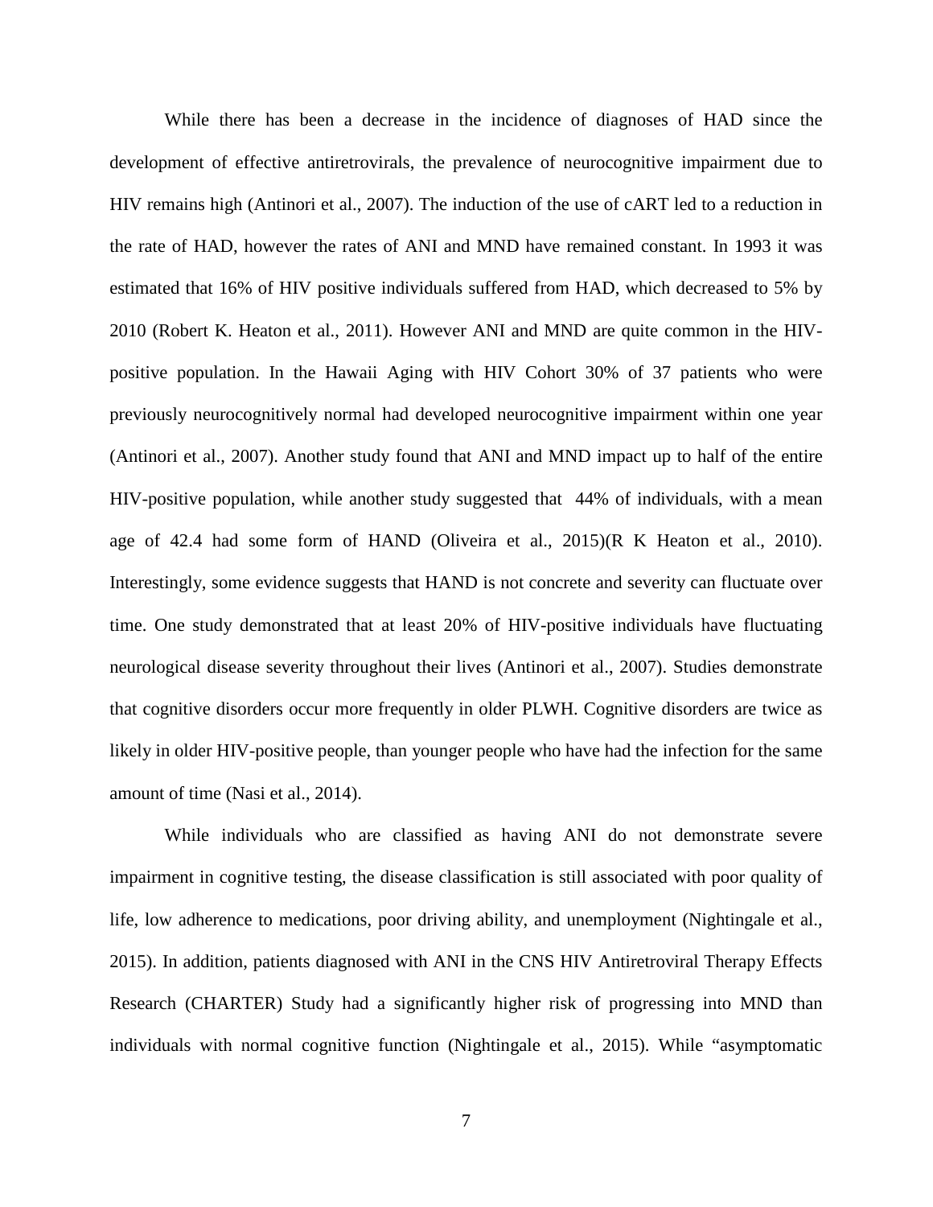While there has been a decrease in the incidence of diagnoses of HAD since the development of effective antiretrovirals, the prevalence of neurocognitive impairment due to HIV remains high (Antinori et al., 2007). The induction of the use of cART led to a reduction in the rate of HAD, however the rates of ANI and MND have remained constant. In 1993 it was estimated that 16% of HIV positive individuals suffered from HAD, which decreased to 5% by 2010 (Robert K. Heaton et al., 2011). However ANI and MND are quite common in the HIV-positive population. In the Hawaii Aging with HIV Cohort 30% of 37 patients who were previously neurocognitively normal had developed neurocognitive impairment within one year (Antinori et al., 2007). Another study found that ANI and MND impact up to half of the entire HIV-positive population, while another study suggested that 44% of individuals, with a mean age of 42.4 had some form of HAND (Oliveira et al., 2015)(R K Heaton et al., 2010). Interestingly, some evidence suggests that HAND is not concrete and severity can fluctuate over time. One study demonstrated that at least 20% of HIV-positive individuals have fluctuating neurological disease severity throughout their lives (Antinori et al., 2007). Studies demonstrate that cognitive disorders occur more frequently in older PLWH. Cognitive disorders are twice as likely in older HIV-positive people, than younger people who have had the infection for the same amount of time (Nasi et al., 2014).

While individuals who are classified as having ANI do not demonstrate severe impairment in cognitive testing, the disease classification is still associated with poor quality of life, low adherence to medications, poor driving ability, and unemployment (Nightingale et al., 2015). In addition, patients diagnosed with ANI in the CNS HIV Antiretroviral Therapy Effects Research (CHARTER) Study had a significantly higher risk of progressing into MND than individuals with normal cognitive function (Nightingale et al., 2015). While "asymptomatic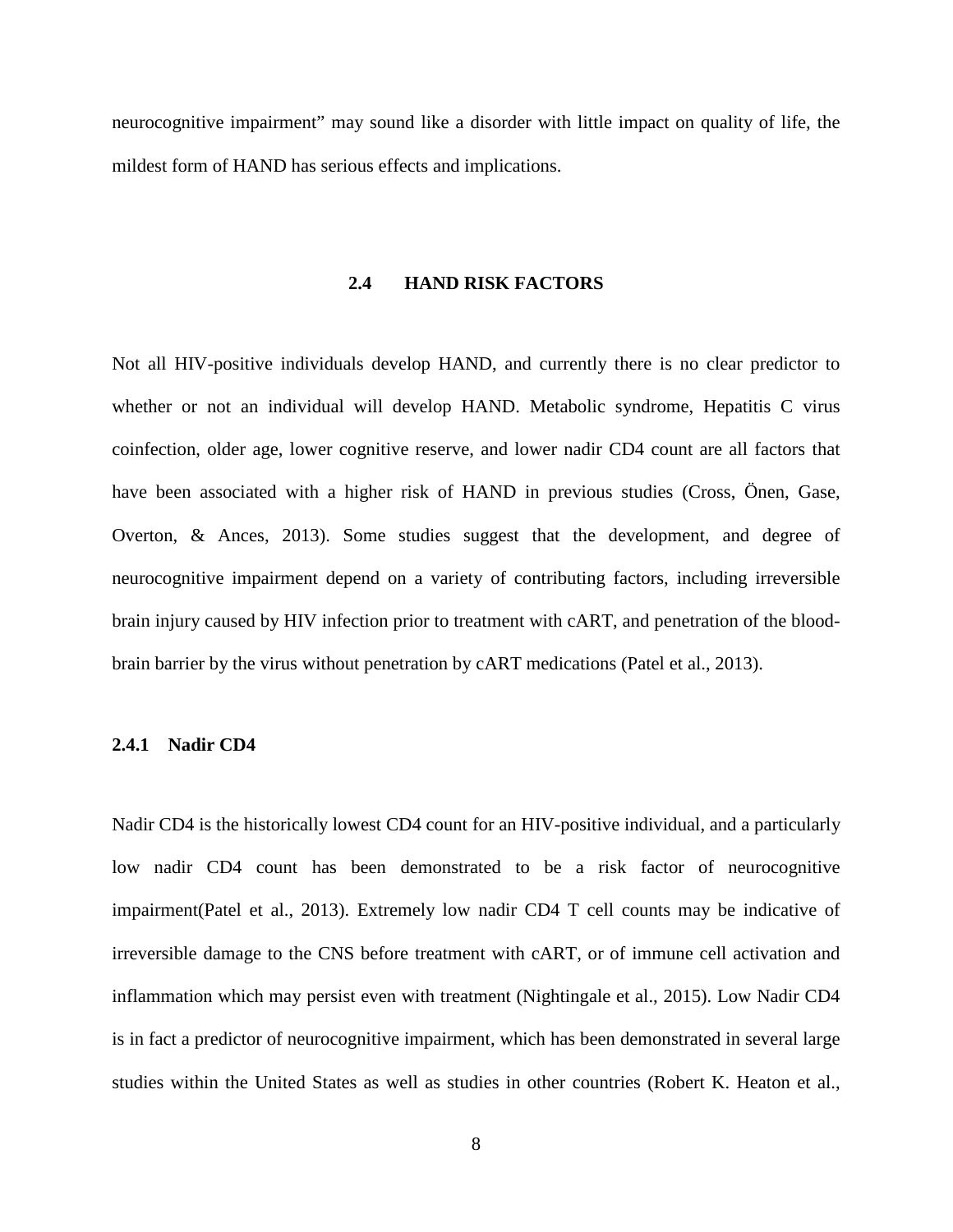neurocognitive impairment" may sound like a disorder with little impact on quality of life, the mildest form of HAND has serious effects and implications.

## 2.4 HAND RISK FACTORS

Not all HIV-positive individuals develop HAND, and currently there is no clear predictor to whether or not an individual will develop HAND. Metabolic syndrome, Hepatitis C virus coinfection, older age, lower cognitive reserve, and lower nadir CD4 count are all factors that have been associated with a higher risk of HAND in previous studies (Cross, Önen, Gase, Overton, & Ances, 2013). Some studies suggest that the development, and degree of neurocognitive impairment depend on a variety of contributing factors, including irreversible brain injury caused by HIV infection prior to treatment with cART, and penetration of the blood-brain barrier by the virus without penetration by cART medications (Patel et al., 2013).

### 2.4.1 Nadir CD4

Nadir CD4 is the historically lowest CD4 count for an HIV-positive individual, and a particularly low nadir CD4 count has been demonstrated to be a risk factor of neurocognitive impairment(Patel et al., 2013). Extremely low nadir CD4 T cell counts may be indicative of irreversible damage to the CNS before treatment with cART, or of immune cell activation and inflammation which may persist even with treatment (Nightingale et al., 2015). Low Nadir CD4 is in fact a predictor of neurocognitive impairment, which has been demonstrated in several large studies within the United States as well as studies in other countries (Robert K. Heaton et al.,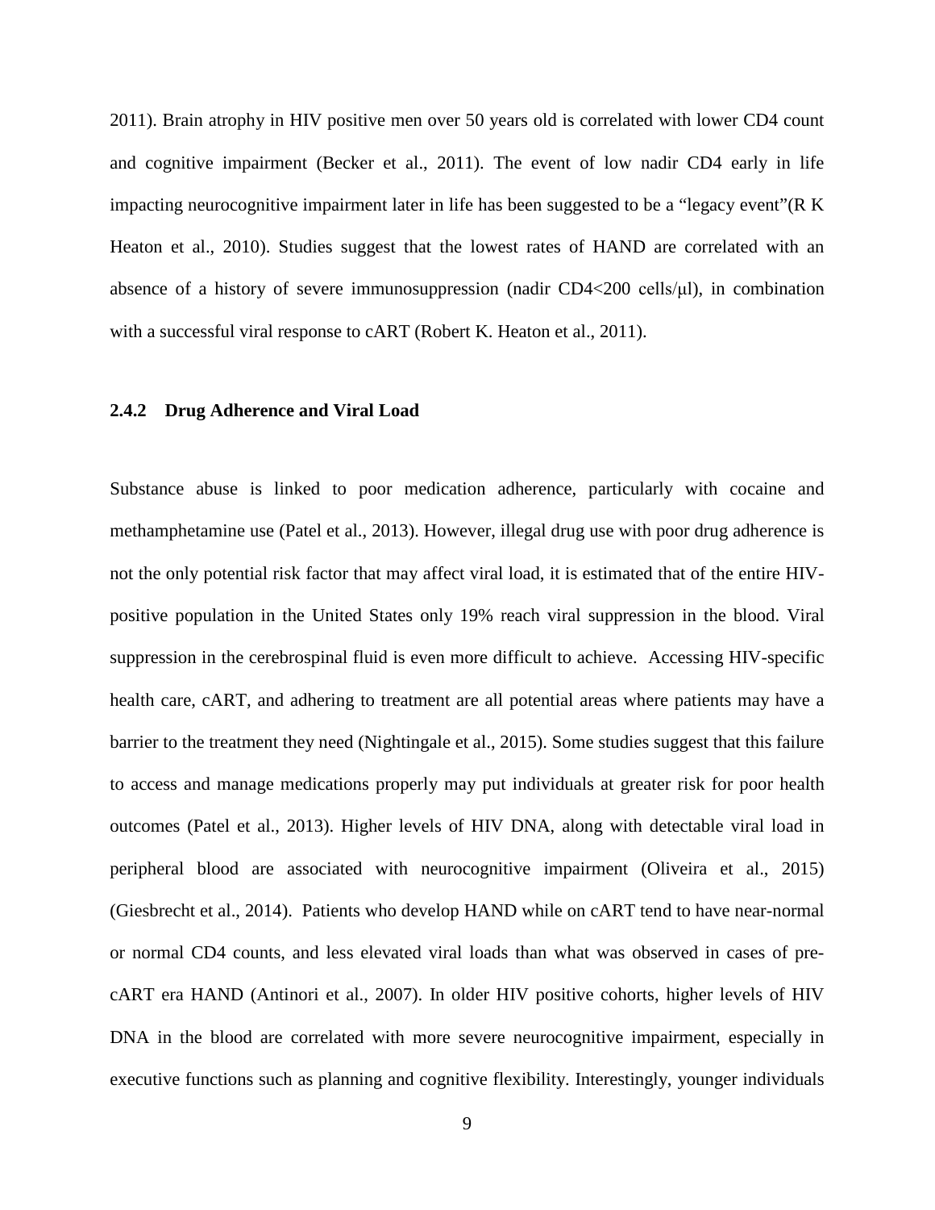2011). Brain atrophy in HIV positive men over 50 years old is correlated with lower CD4 count and cognitive impairment (Becker et al., 2011). The event of low nadir CD4 early in life impacting neurocognitive impairment later in life has been suggested to be a "legacy event"(R K Heaton et al., 2010). Studies suggest that the lowest rates of HAND are correlated with an absence of a history of severe immunosuppression (nadir CD4<200 cells/μl), in combination with a successful viral response to cART (Robert K. Heaton et al., 2011).

### 2.4.2 Drug Adherence and Viral Load

Substance abuse is linked to poor medication adherence, particularly with cocaine and methamphetamine use (Patel et al., 2013). However, illegal drug use with poor drug adherence is not the only potential risk factor that may affect viral load, it is estimated that of the entire HIV-positive population in the United States only 19% reach viral suppression in the blood. Viral suppression in the cerebrospinal fluid is even more difficult to achieve. Accessing HIV-specific health care, cART, and adhering to treatment are all potential areas where patients may have a barrier to the treatment they need (Nightingale et al., 2015). Some studies suggest that this failure to access and manage medications properly may put individuals at greater risk for poor health outcomes (Patel et al., 2013). Higher levels of HIV DNA, along with detectable viral load in peripheral blood are associated with neurocognitive impairment (Oliveira et al., 2015) (Giesbrecht et al., 2014). Patients who develop HAND while on cART tend to have near-normal or normal CD4 counts, and less elevated viral loads than what was observed in cases of pre-cART era HAND (Antinori et al., 2007). In older HIV positive cohorts, higher levels of HIV DNA in the blood are correlated with more severe neurocognitive impairment, especially in executive functions such as planning and cognitive flexibility. Interestingly, younger individuals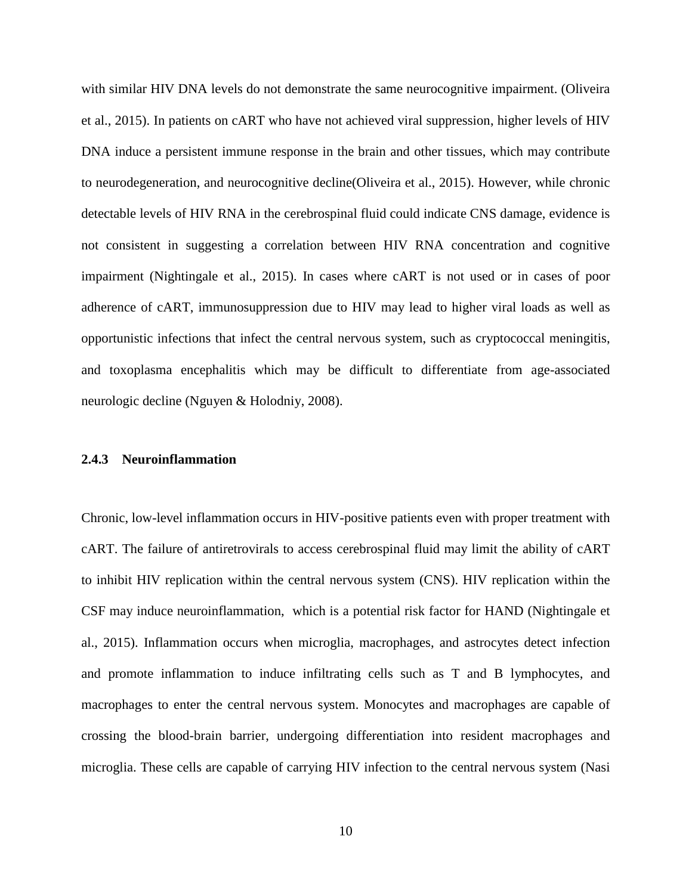with similar HIV DNA levels do not demonstrate the same neurocognitive impairment. (Oliveira et al., 2015). In patients on cART who have not achieved viral suppression, higher levels of HIV DNA induce a persistent immune response in the brain and other tissues, which may contribute to neurodegeneration, and neurocognitive decline(Oliveira et al., 2015). However, while chronic detectable levels of HIV RNA in the cerebrospinal fluid could indicate CNS damage, evidence is not consistent in suggesting a correlation between HIV RNA concentration and cognitive impairment (Nightingale et al., 2015). In cases where cART is not used or in cases of poor adherence of cART, immunosuppression due to HIV may lead to higher viral loads as well as opportunistic infections that infect the central nervous system, such as cryptococcal meningitis, and toxoplasma encephalitis which may be difficult to differentiate from age-associated neurologic decline (Nguyen & Holodniy, 2008).

### 2.4.3 Neuroinflammation

Chronic, low-level inflammation occurs in HIV-positive patients even with proper treatment with cART. The failure of antiretrovirals to access cerebrospinal fluid may limit the ability of cART to inhibit HIV replication within the central nervous system (CNS). HIV replication within the CSF may induce neuroinflammation, which is a potential risk factor for HAND (Nightingale et al., 2015). Inflammation occurs when microglia, macrophages, and astrocytes detect infection and promote inflammation to induce infiltrating cells such as T and B lymphocytes, and macrophages to enter the central nervous system. Monocytes and macrophages are capable of crossing the blood-brain barrier, undergoing differentiation into resident macrophages and microglia. These cells are capable of carrying HIV infection to the central nervous system (Nasi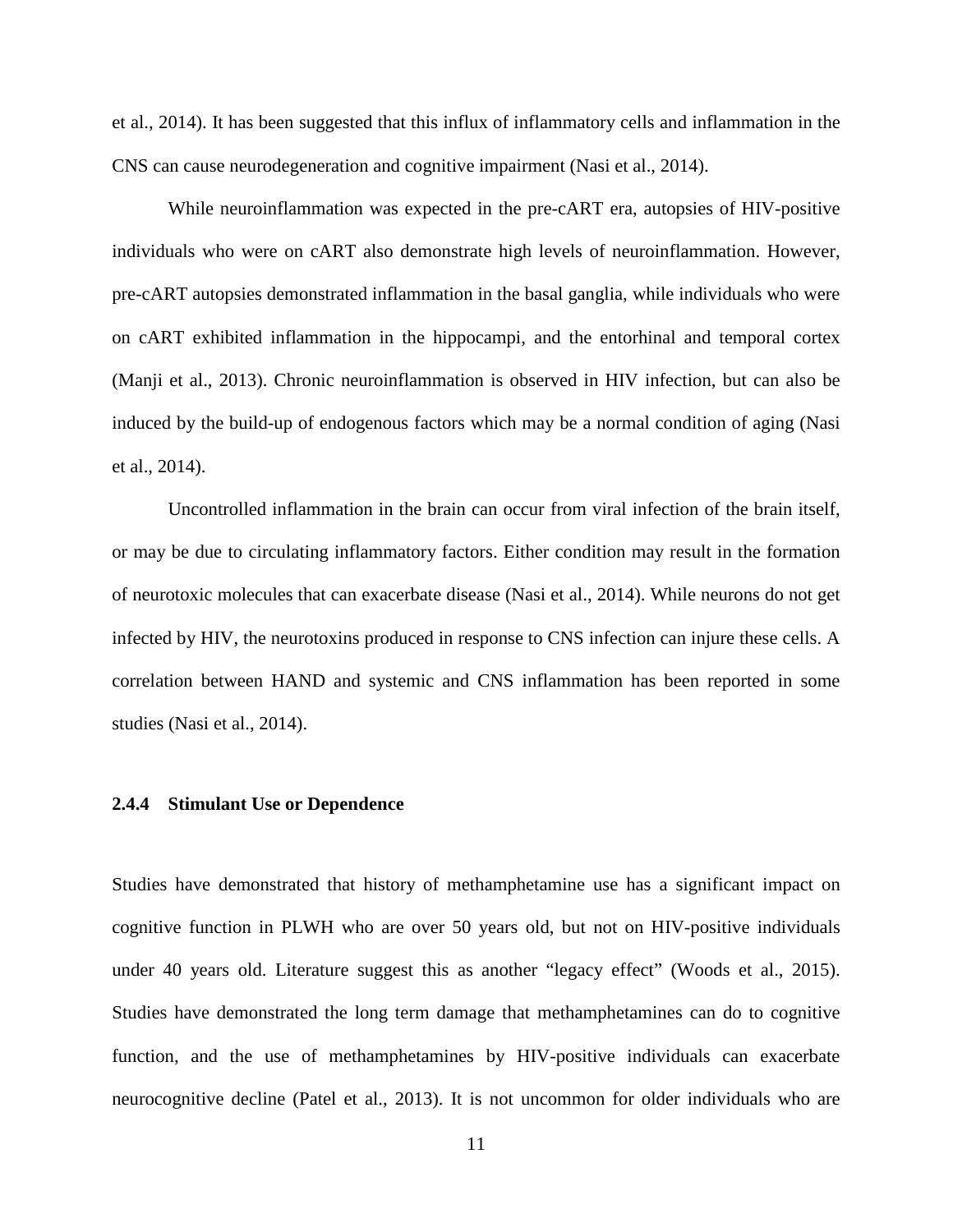et al., 2014). It has been suggested that this influx of inflammatory cells and inflammation in the CNS can cause neurodegeneration and cognitive impairment (Nasi et al., 2014).

While neuroinflammation was expected in the pre-cART era, autopsies of HIV-positive individuals who were on cART also demonstrate high levels of neuroinflammation. However, pre-cART autopsies demonstrated inflammation in the basal ganglia, while individuals who were on cART exhibited inflammation in the hippocampi, and the entorhinal and temporal cortex (Manji et al., 2013). Chronic neuroinflammation is observed in HIV infection, but can also be induced by the build-up of endogenous factors which may be a normal condition of aging (Nasi et al., 2014).

Uncontrolled inflammation in the brain can occur from viral infection of the brain itself, or may be due to circulating inflammatory factors. Either condition may result in the formation of neurotoxic molecules that can exacerbate disease (Nasi et al., 2014). While neurons do not get infected by HIV, the neurotoxins produced in response to CNS infection can injure these cells. A correlation between HAND and systemic and CNS inflammation has been reported in some studies (Nasi et al., 2014).

### 2.4.4 Stimulant Use or Dependence

Studies have demonstrated that history of methamphetamine use has a significant impact on cognitive function in PLWH who are over 50 years old, but not on HIV-positive individuals under 40 years old. Literature suggest this as another "legacy effect" (Woods et al., 2015). Studies have demonstrated the long term damage that methamphetamines can do to cognitive function, and the use of methamphetamines by HIV-positive individuals can exacerbate neurocognitive decline (Patel et al., 2013). It is not uncommon for older individuals who are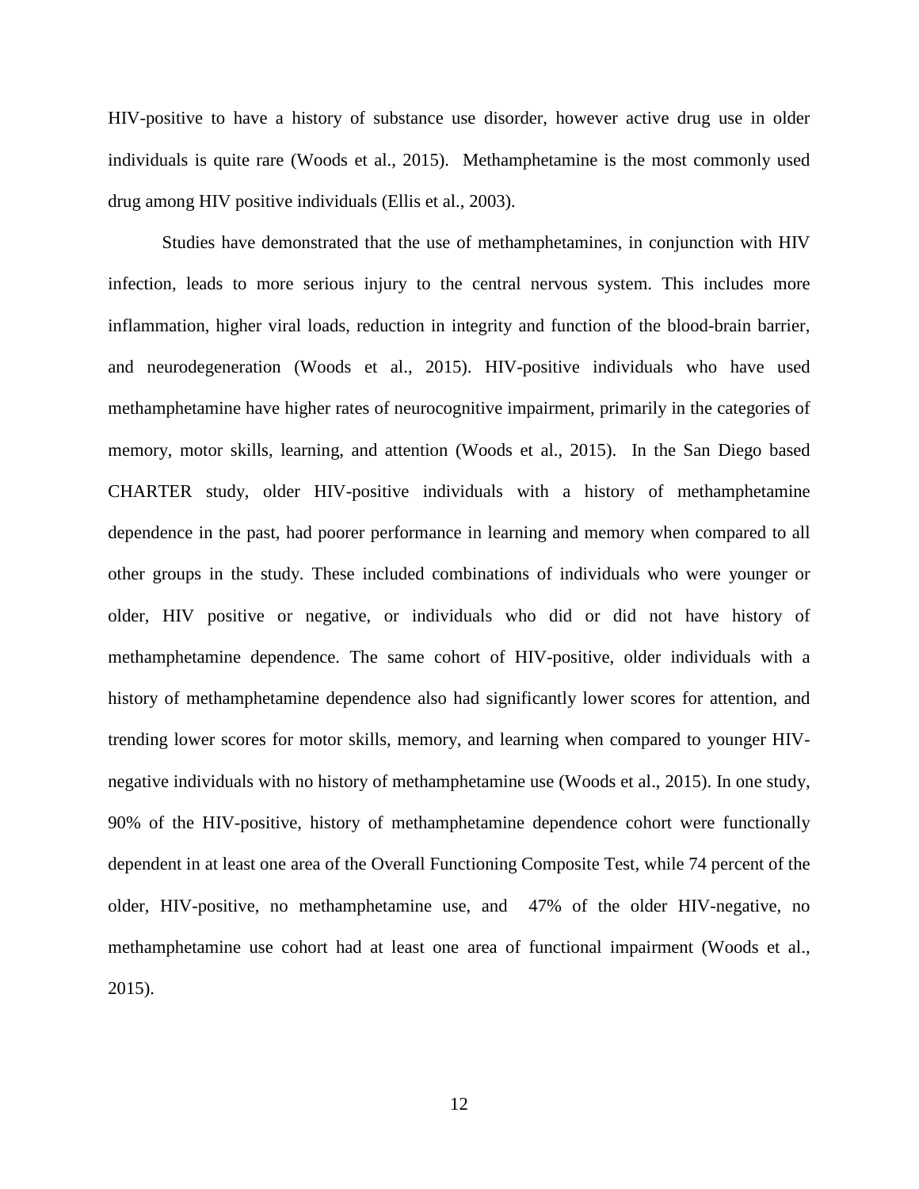HIV-positive to have a history of substance use disorder, however active drug use in older individuals is quite rare (Woods et al., 2015). Methamphetamine is the most commonly used drug among HIV positive individuals (Ellis et al., 2003).

Studies have demonstrated that the use of methamphetamines, in conjunction with HIV infection, leads to more serious injury to the central nervous system. This includes more inflammation, higher viral loads, reduction in integrity and function of the blood-brain barrier, and neurodegeneration (Woods et al., 2015). HIV-positive individuals who have used methamphetamine have higher rates of neurocognitive impairment, primarily in the categories of memory, motor skills, learning, and attention (Woods et al., 2015). In the San Diego based CHARTER study, older HIV-positive individuals with a history of methamphetamine dependence in the past, had poorer performance in learning and memory when compared to all other groups in the study. These included combinations of individuals who were younger or older, HIV positive or negative, or individuals who did or did not have history of methamphetamine dependence. The same cohort of HIV-positive, older individuals with a history of methamphetamine dependence also had significantly lower scores for attention, and trending lower scores for motor skills, memory, and learning when compared to younger HIV-negative individuals with no history of methamphetamine use (Woods et al., 2015). In one study, 90% of the HIV-positive, history of methamphetamine dependence cohort were functionally dependent in at least one area of the Overall Functioning Composite Test, while 74 percent of the older, HIV-positive, no methamphetamine use, and 47% of the older HIV-negative, no methamphetamine use cohort had at least one area of functional impairment (Woods et al., 2015).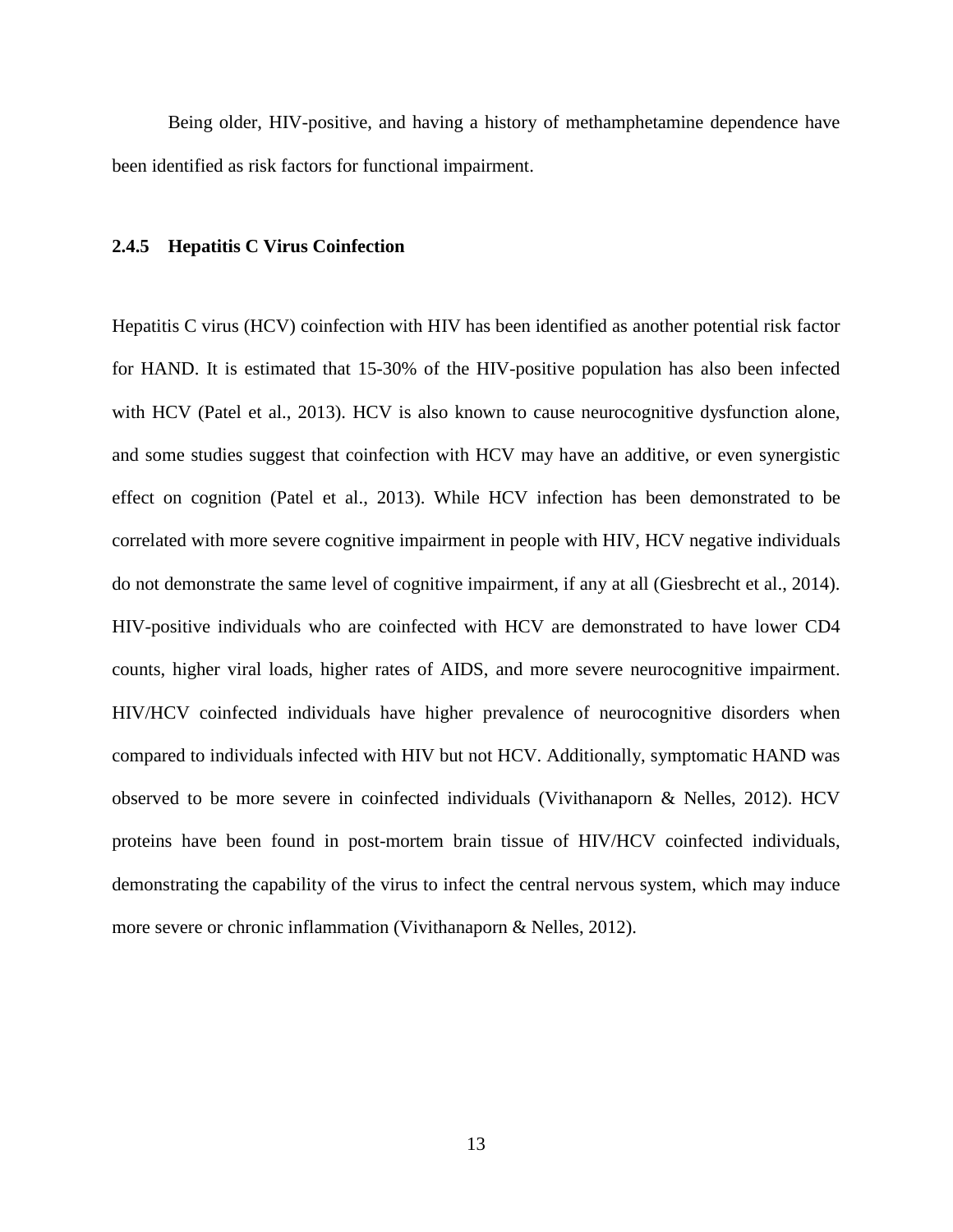Being older, HIV-positive, and having a history of methamphetamine dependence have been identified as risk factors for functional impairment.

### 2.4.5 Hepatitis C Virus Coinfection

Hepatitis C virus (HCV) coinfection with HIV has been identified as another potential risk factor for HAND. It is estimated that 15-30% of the HIV-positive population has also been infected with HCV (Patel et al., 2013). HCV is also known to cause neurocognitive dysfunction alone, and some studies suggest that coinfection with HCV may have an additive, or even synergistic effect on cognition (Patel et al., 2013). While HCV infection has been demonstrated to be correlated with more severe cognitive impairment in people with HIV, HCV negative individuals do not demonstrate the same level of cognitive impairment, if any at all (Giesbrecht et al., 2014). HIV-positive individuals who are coinfected with HCV are demonstrated to have lower CD4 counts, higher viral loads, higher rates of AIDS, and more severe neurocognitive impairment. HIV/HCV coinfected individuals have higher prevalence of neurocognitive disorders when compared to individuals infected with HIV but not HCV. Additionally, symptomatic HAND was observed to be more severe in coinfected individuals (Vivithanaporn & Nelles, 2012). HCV proteins have been found in post-mortem brain tissue of HIV/HCV coinfected individuals, demonstrating the capability of the virus to infect the central nervous system, which may induce more severe or chronic inflammation (Vivithanaporn & Nelles, 2012).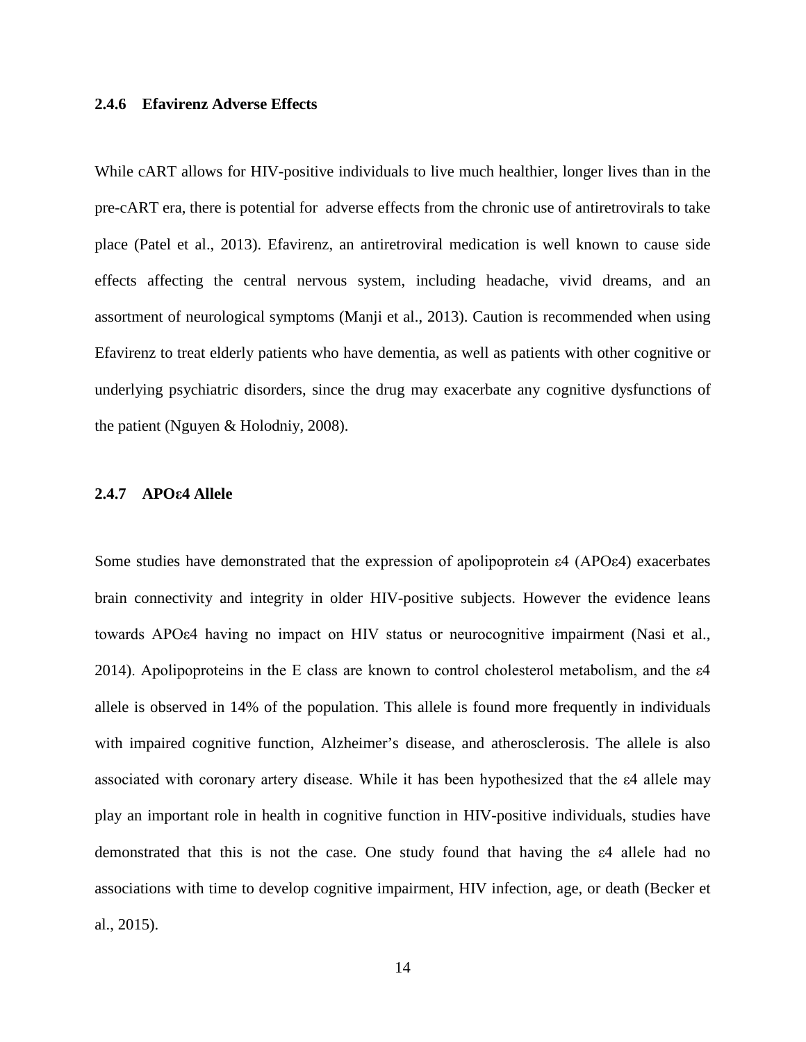### 2.4.6 Efavirenz Adverse Effects

While cART allows for HIV-positive individuals to live much healthier, longer lives than in the pre-cART era, there is potential for adverse effects from the chronic use of antiretrovirals to take place (Patel et al., 2013). Efavirenz, an antiretroviral medication is well known to cause side effects affecting the central nervous system, including headache, vivid dreams, and an assortment of neurological symptoms (Manji et al., 2013). Caution is recommended when using Efavirenz to treat elderly patients who have dementia, as well as patients with other cognitive or underlying psychiatric disorders, since the drug may exacerbate any cognitive dysfunctions of the patient (Nguyen & Holodniy, 2008).

### 2.4.7 APOε4 Allele

Some studies have demonstrated that the expression of apolipoprotein ε4 (APOε4) exacerbates brain connectivity and integrity in older HIV-positive subjects. However the evidence leans towards APOε4 having no impact on HIV status or neurocognitive impairment (Nasi et al., 2014). Apolipoproteins in the E class are known to control cholesterol metabolism, and the ε4 allele is observed in 14% of the population. This allele is found more frequently in individuals with impaired cognitive function, Alzheimer's disease, and atherosclerosis. The allele is also associated with coronary artery disease. While it has been hypothesized that the ε4 allele may play an important role in health in cognitive function in HIV-positive individuals, studies have demonstrated that this is not the case. One study found that having the ε4 allele had no associations with time to develop cognitive impairment, HIV infection, age, or death (Becker et al., 2015).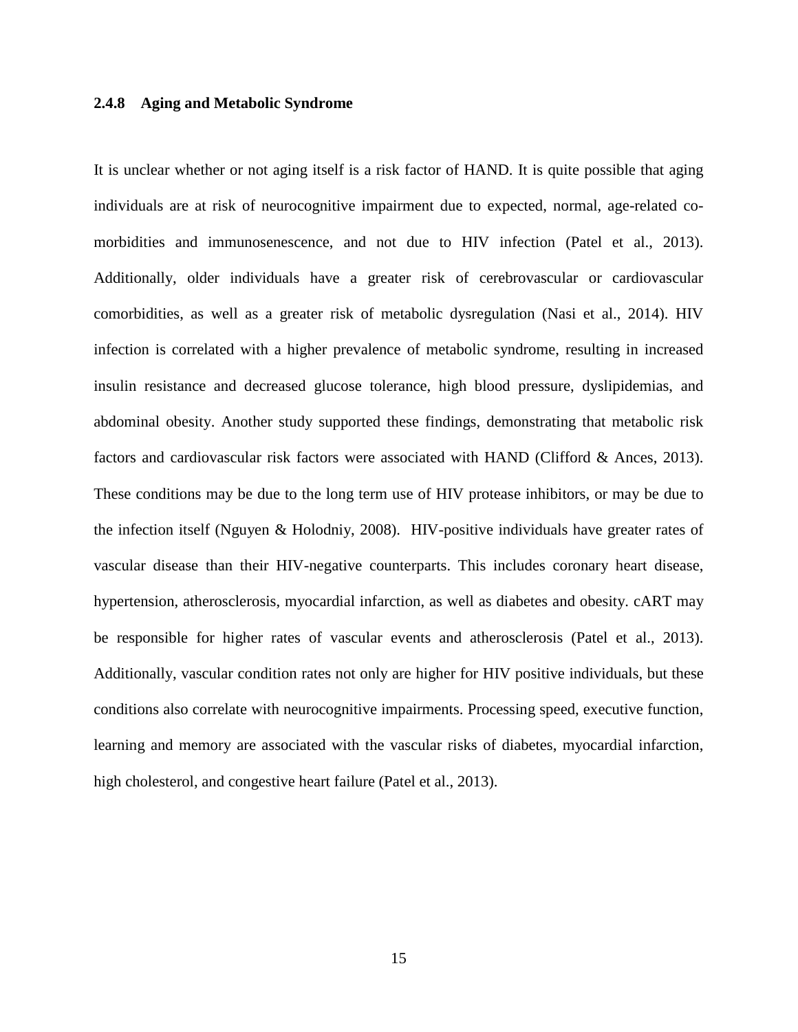### 2.4.8 Aging and Metabolic Syndrome

It is unclear whether or not aging itself is a risk factor of HAND. It is quite possible that aging individuals are at risk of neurocognitive impairment due to expected, normal, age-related co-morbidities and immunosenescence, and not due to HIV infection (Patel et al., 2013). Additionally, older individuals have a greater risk of cerebrovascular or cardiovascular comorbidities, as well as a greater risk of metabolic dysregulation (Nasi et al., 2014). HIV infection is correlated with a higher prevalence of metabolic syndrome, resulting in increased insulin resistance and decreased glucose tolerance, high blood pressure, dyslipidemias, and abdominal obesity. Another study supported these findings, demonstrating that metabolic risk factors and cardiovascular risk factors were associated with HAND (Clifford & Ances, 2013). These conditions may be due to the long term use of HIV protease inhibitors, or may be due to the infection itself (Nguyen & Holodniy, 2008). HIV-positive individuals have greater rates of vascular disease than their HIV-negative counterparts. This includes coronary heart disease, hypertension, atherosclerosis, myocardial infarction, as well as diabetes and obesity. cART may be responsible for higher rates of vascular events and atherosclerosis (Patel et al., 2013). Additionally, vascular condition rates not only are higher for HIV positive individuals, but these conditions also correlate with neurocognitive impairments. Processing speed, executive function, learning and memory are associated with the vascular risks of diabetes, myocardial infarction, high cholesterol, and congestive heart failure (Patel et al., 2013).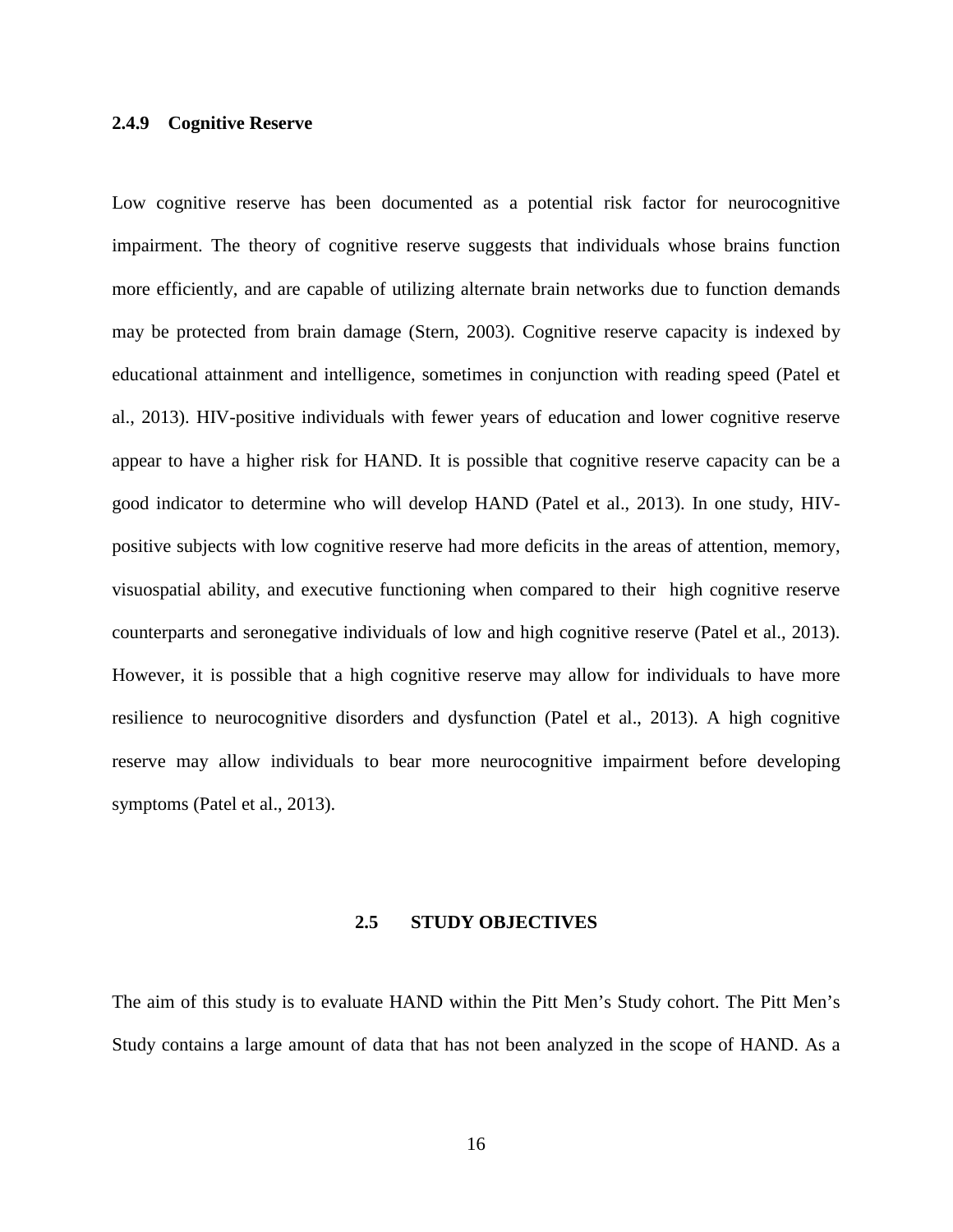### 2.4.9 Cognitive Reserve

Low cognitive reserve has been documented as a potential risk factor for neurocognitive impairment. The theory of cognitive reserve suggests that individuals whose brains function more efficiently, and are capable of utilizing alternate brain networks due to function demands may be protected from brain damage (Stern, 2003). Cognitive reserve capacity is indexed by educational attainment and intelligence, sometimes in conjunction with reading speed (Patel et al., 2013). HIV-positive individuals with fewer years of education and lower cognitive reserve appear to have a higher risk for HAND. It is possible that cognitive reserve capacity can be a good indicator to determine who will develop HAND (Patel et al., 2013). In one study, HIV-positive subjects with low cognitive reserve had more deficits in the areas of attention, memory, visuospatial ability, and executive functioning when compared to their high cognitive reserve counterparts and seronegative individuals of low and high cognitive reserve (Patel et al., 2013). However, it is possible that a high cognitive reserve may allow for individuals to have more resilience to neurocognitive disorders and dysfunction (Patel et al., 2013). A high cognitive reserve may allow individuals to bear more neurocognitive impairment before developing symptoms (Patel et al., 2013).

## 2.5 STUDY OBJECTIVES

The aim of this study is to evaluate HAND within the Pitt Men's Study cohort. The Pitt Men's Study contains a large amount of data that has not been analyzed in the scope of HAND. As a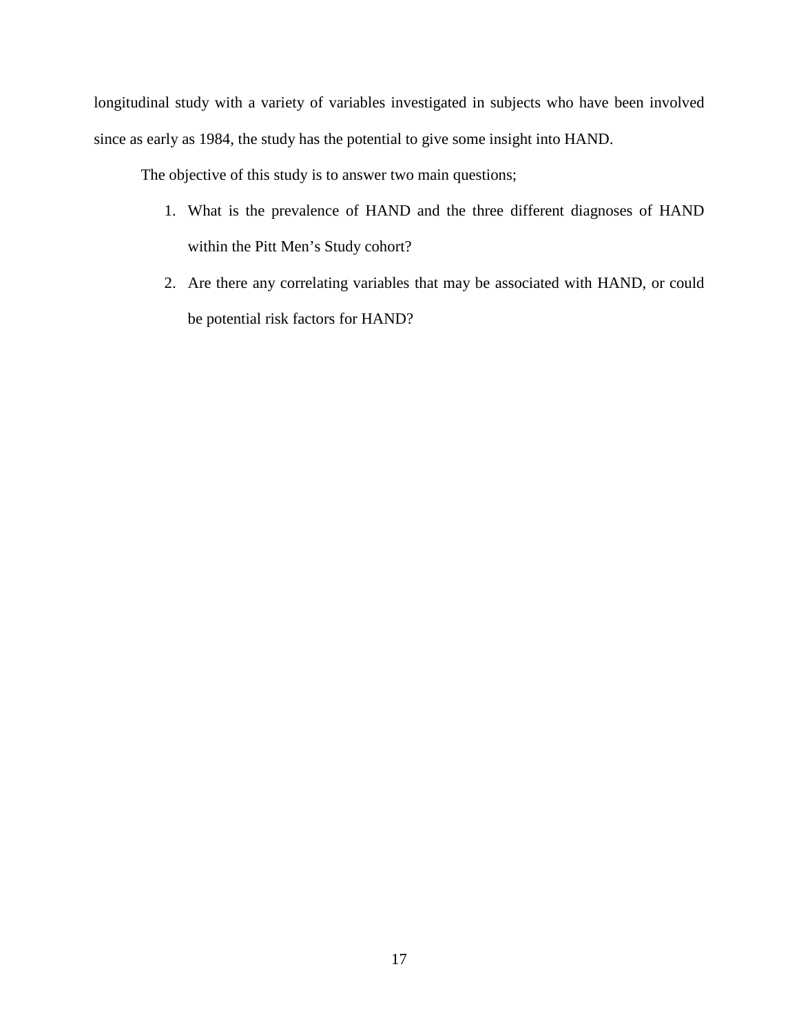longitudinal study with a variety of variables investigated in subjects who have been involved since as early as 1984, the study has the potential to give some insight into HAND.

The objective of this study is to answer two main questions;

1. What is the prevalence of HAND and the three different diagnoses of HAND within the Pitt Men's Study cohort?
2. Are there any correlating variables that may be associated with HAND, or could be potential risk factors for HAND?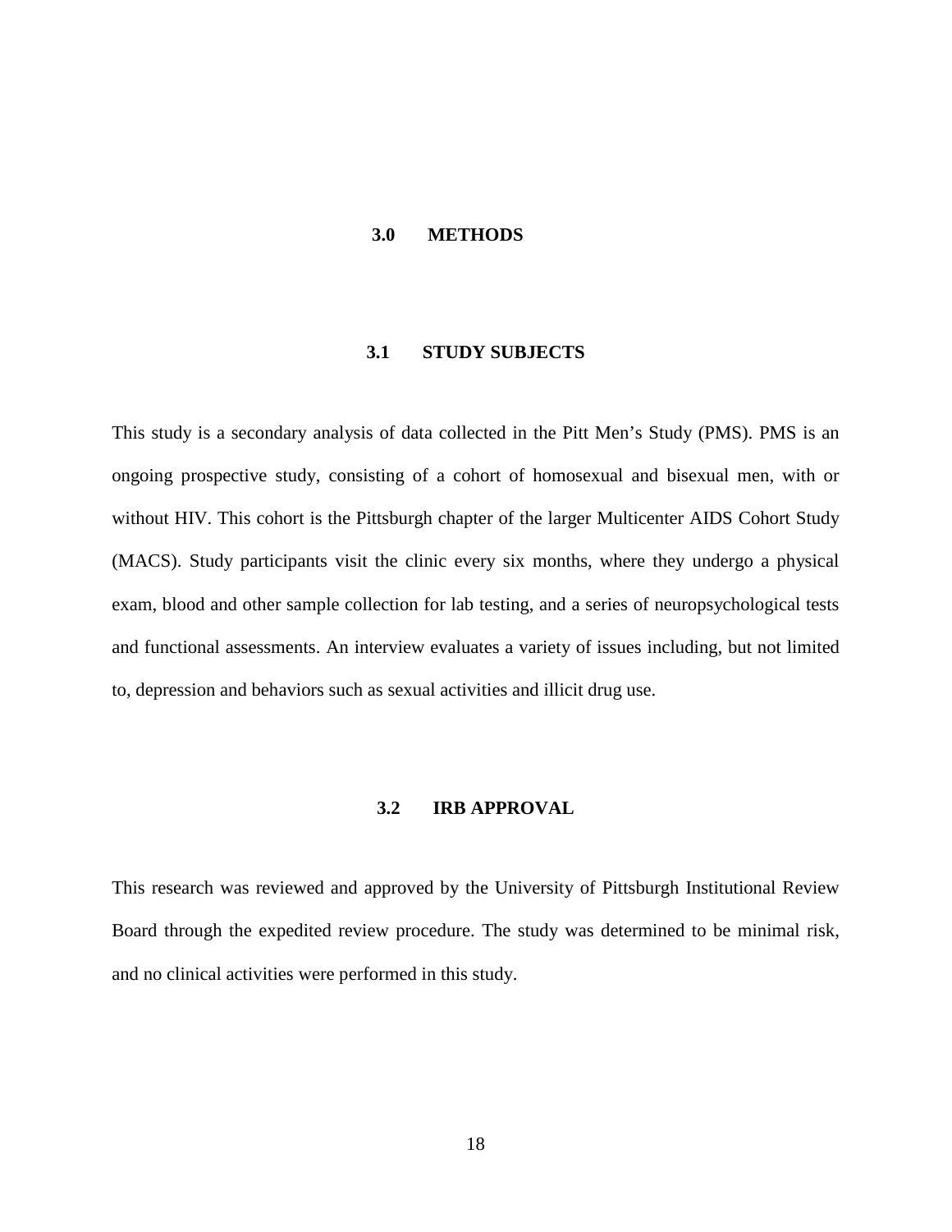# 3.0 METHODS

## 3.1 STUDY SUBJECTS

This study is a secondary analysis of data collected in the Pitt Men's Study (PMS). PMS is an ongoing prospective study, consisting of a cohort of homosexual and bisexual men, with or without HIV. This cohort is the Pittsburgh chapter of the larger Multicenter AIDS Cohort Study (MACS). Study participants visit the clinic every six months, where they undergo a physical exam, blood and other sample collection for lab testing, and a series of neuropsychological tests and functional assessments. An interview evaluates a variety of issues including, but not limited to, depression and behaviors such as sexual activities and illicit drug use.

## 3.2 IRB APPROVAL

This research was reviewed and approved by the University of Pittsburgh Institutional Review Board through the expedited review procedure. The study was determined to be minimal risk, and no clinical activities were performed in this study.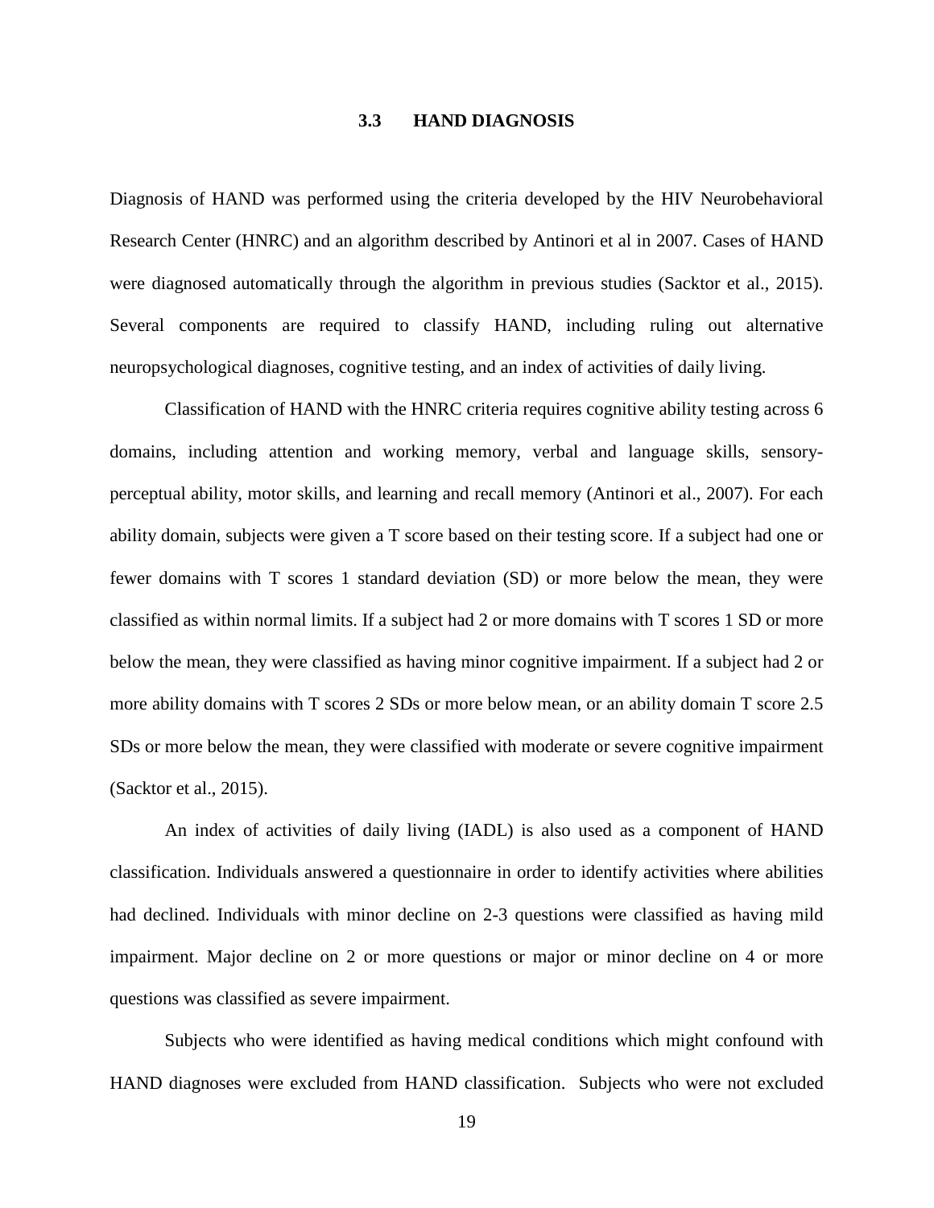### 3.3 HAND DIAGNOSIS

Diagnosis of HAND was performed using the criteria developed by the HIV Neurobehavioral Research Center (HNRC) and an algorithm described by Antinori et al in 2007. Cases of HAND were diagnosed automatically through the algorithm in previous studies (Sacktor et al., 2015). Several components are required to classify HAND, including ruling out alternative neuropsychological diagnoses, cognitive testing, and an index of activities of daily living.

Classification of HAND with the HNRC criteria requires cognitive ability testing across 6 domains, including attention and working memory, verbal and language skills, sensory-perceptual ability, motor skills, and learning and recall memory (Antinori et al., 2007). For each ability domain, subjects were given a T score based on their testing score. If a subject had one or fewer domains with T scores 1 standard deviation (SD) or more below the mean, they were classified as within normal limits. If a subject had 2 or more domains with T scores 1 SD or more below the mean, they were classified as having minor cognitive impairment. If a subject had 2 or more ability domains with T scores 2 SDs or more below mean, or an ability domain T score 2.5 SDs or more below the mean, they were classified with moderate or severe cognitive impairment (Sacktor et al., 2015).

An index of activities of daily living (IADL) is also used as a component of HAND classification. Individuals answered a questionnaire in order to identify activities where abilities had declined. Individuals with minor decline on 2-3 questions were classified as having mild impairment. Major decline on 2 or more questions or major or minor decline on 4 or more questions was classified as severe impairment.

Subjects who were identified as having medical conditions which might confound with HAND diagnoses were excluded from HAND classification. Subjects who were not excluded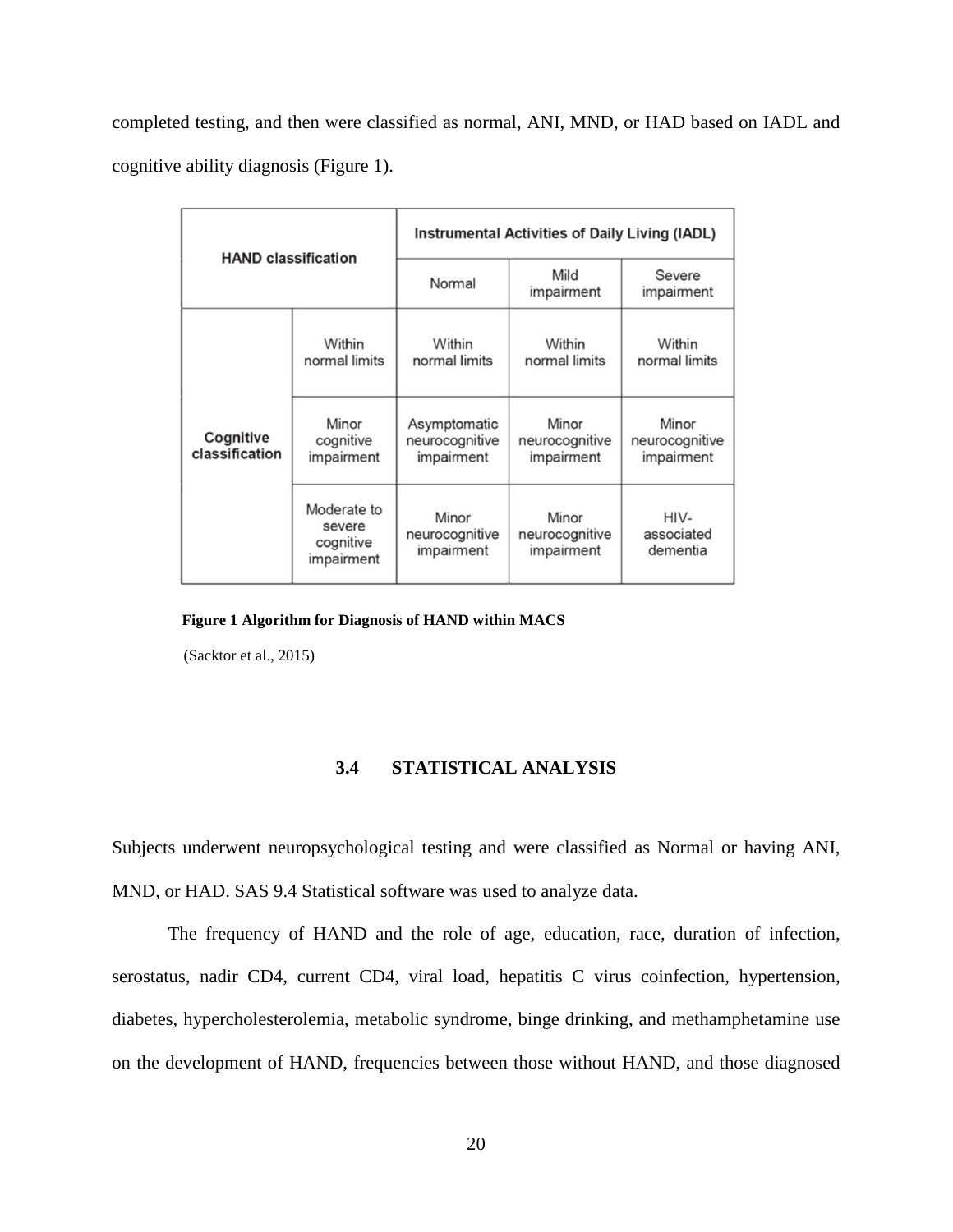completed testing, and then were classified as normal, ANI, MND, or HAD based on IADL and cognitive ability diagnosis (Figure 1).

| HAND classification | | Instrumental Activities of Daily Living (IADL) | | |
|---|---|---|---|---|
| | | Normal | Mild impairment | Severe impairment |
| Cognitive classification | Within normal limits | Within normal limits | Within normal limits | Within normal limits |
| | Minor cognitive impairment | Asymptomatic neurocognitive impairment | Minor neurocognitive impairment | Minor neurocognitive impairment |
| | Moderate to severe cognitive impairment | Minor neurocognitive impairment | Minor neurocognitive impairment | HIV-associated dementia |

**Figure 1 Algorithm for Diagnosis of HAND within MACS**

(Sacktor et al., 2015)

### 3.4 STATISTICAL ANALYSIS

Subjects underwent neuropsychological testing and were classified as Normal or having ANI, MND, or HAD. SAS 9.4 Statistical software was used to analyze data.

The frequency of HAND and the role of age, education, race, duration of infection, serostatus, nadir CD4, current CD4, viral load, hepatitis C virus coinfection, hypertension, diabetes, hypercholesterolemia, metabolic syndrome, binge drinking, and methamphetamine use on the development of HAND, frequencies between those without HAND, and those diagnosed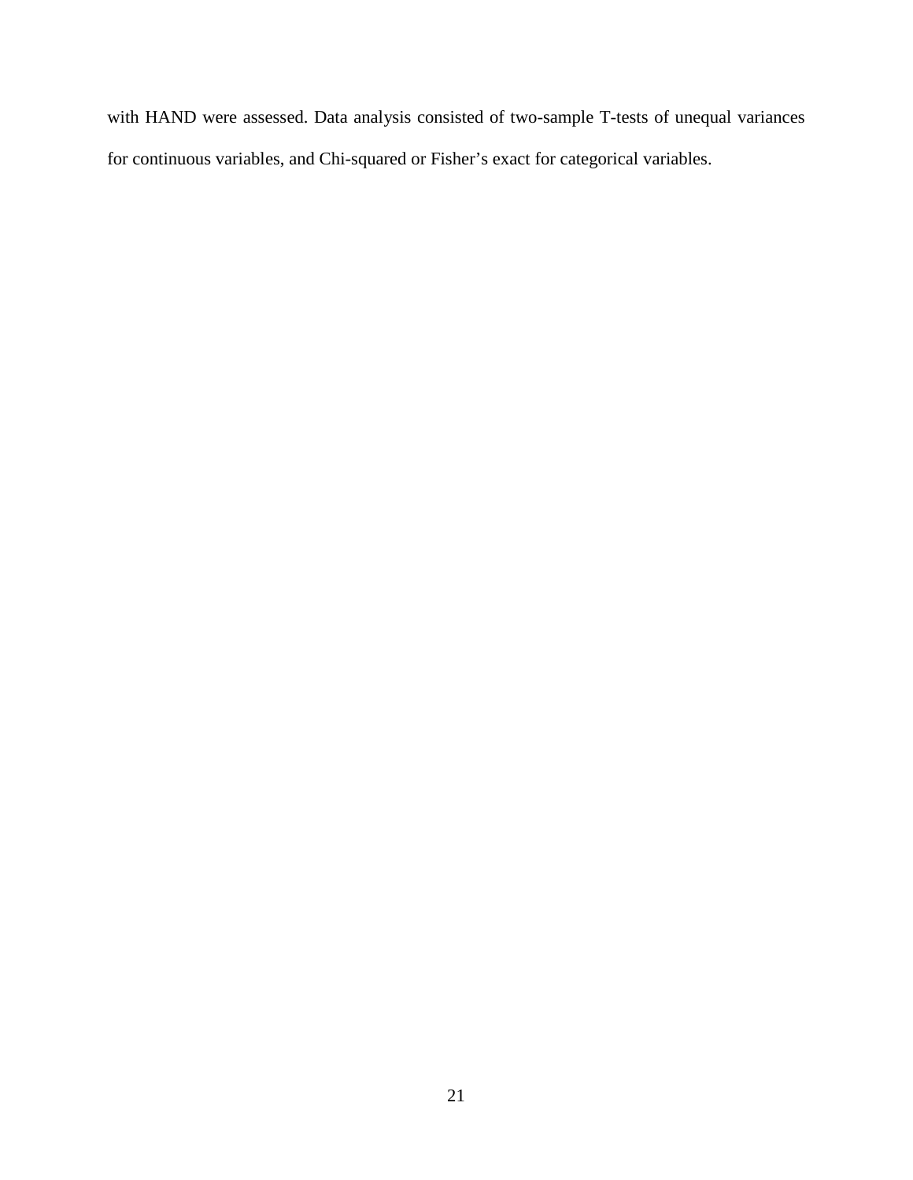with HAND were assessed. Data analysis consisted of two-sample T-tests of unequal variances for continuous variables, and Chi-squared or Fisher's exact for categorical variables.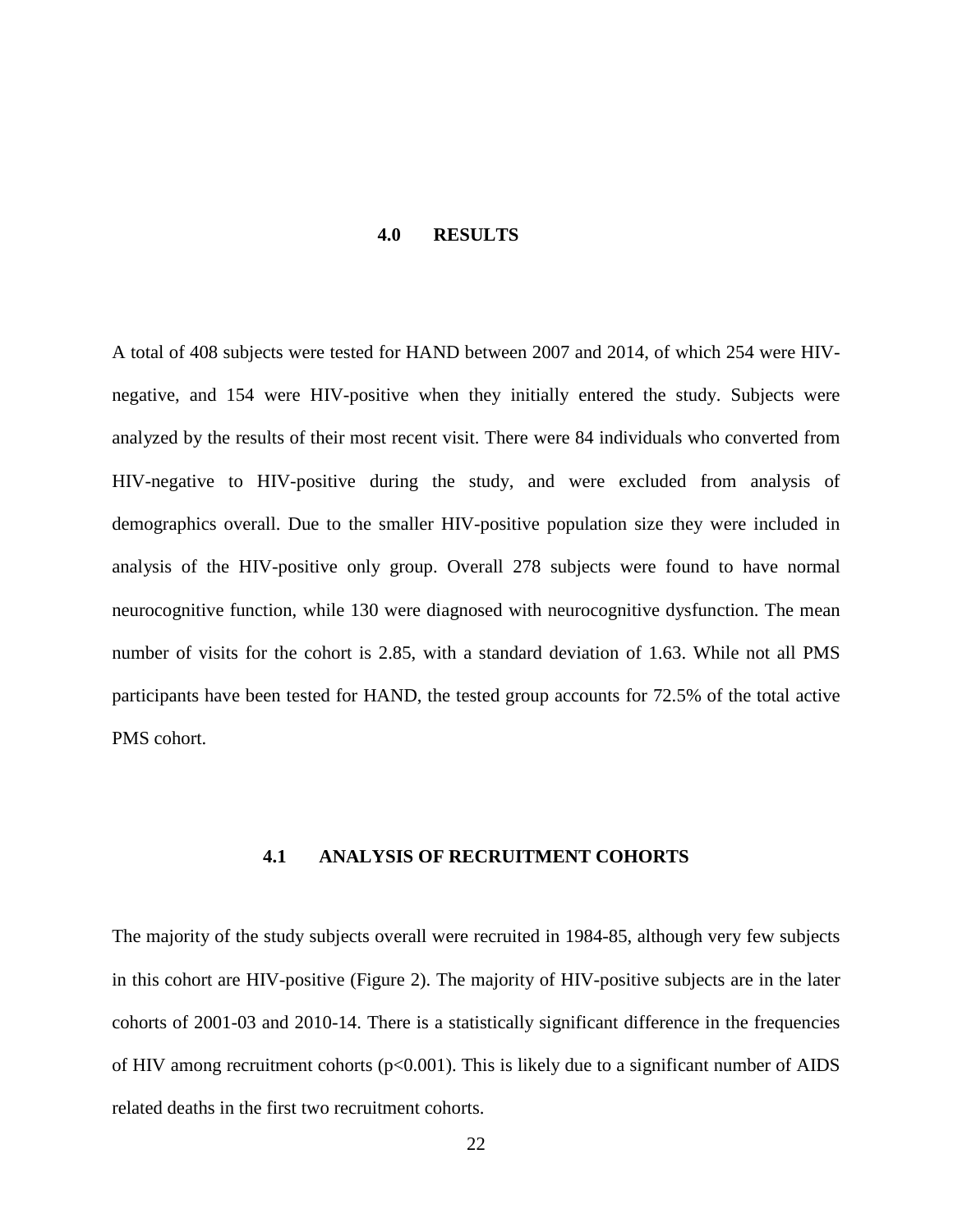# 4.0 RESULTS

A total of 408 subjects were tested for HAND between 2007 and 2014, of which 254 were HIV-negative, and 154 were HIV-positive when they initially entered the study. Subjects were analyzed by the results of their most recent visit. There were 84 individuals who converted from HIV-negative to HIV-positive during the study, and were excluded from analysis of demographics overall. Due to the smaller HIV-positive population size they were included in analysis of the HIV-positive only group. Overall 278 subjects were found to have normal neurocognitive function, while 130 were diagnosed with neurocognitive dysfunction. The mean number of visits for the cohort is 2.85, with a standard deviation of 1.63. While not all PMS participants have been tested for HAND, the tested group accounts for 72.5% of the total active PMS cohort.

## 4.1 ANALYSIS OF RECRUITMENT COHORTS

The majority of the study subjects overall were recruited in 1984-85, although very few subjects in this cohort are HIV-positive (Figure 2). The majority of HIV-positive subjects are in the later cohorts of 2001-03 and 2010-14. There is a statistically significant difference in the frequencies of HIV among recruitment cohorts ($p<0.001$). This is likely due to a significant number of AIDS related deaths in the first two recruitment cohorts.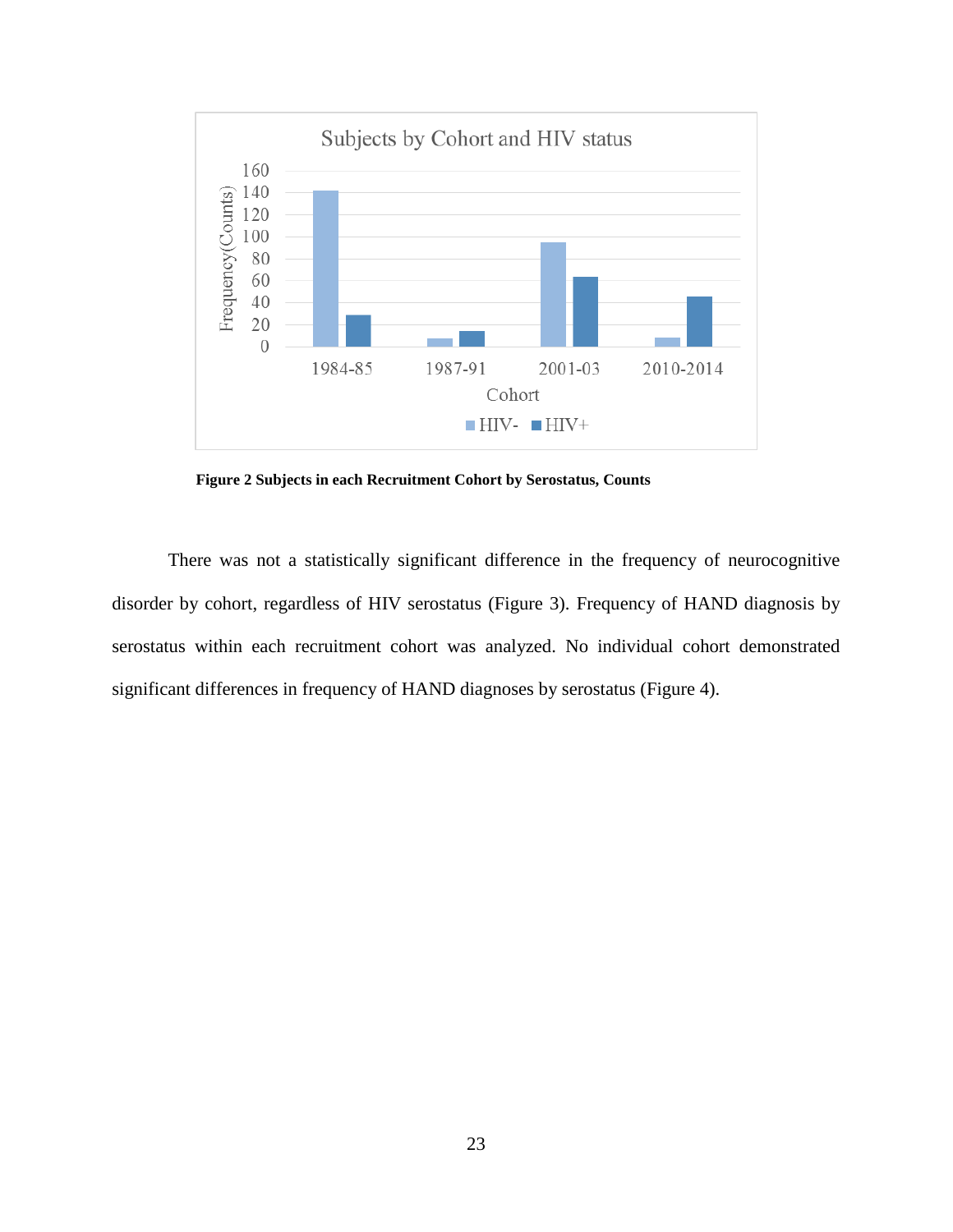**Figure 2 Subjects in each Recruitment Cohort by Serostatus, Counts**

There was not a statistically significant difference in the frequency of neurocognitive disorder by cohort, regardless of HIV serostatus (Figure 3). Frequency of HAND diagnosis by serostatus within each recruitment cohort was analyzed. No individual cohort demonstrated significant differences in frequency of HAND diagnoses by serostatus (Figure 4).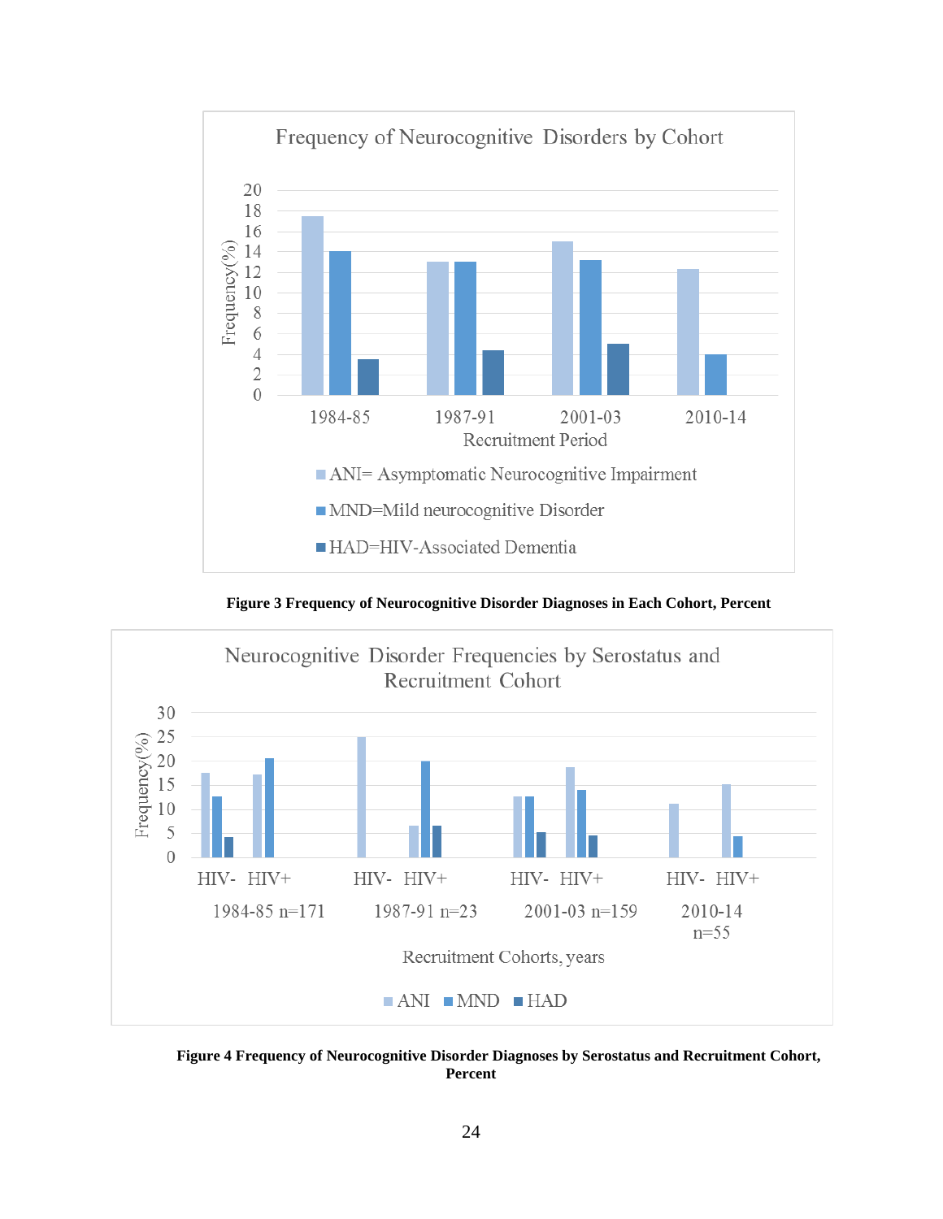**Figure 3 Frequency of Neurocognitive Disorder Diagnoses in Each Cohort, Percent**

**Figure 4 Frequency of Neurocognitive Disorder Diagnoses by Serostatus and Recruitment Cohort, Percent**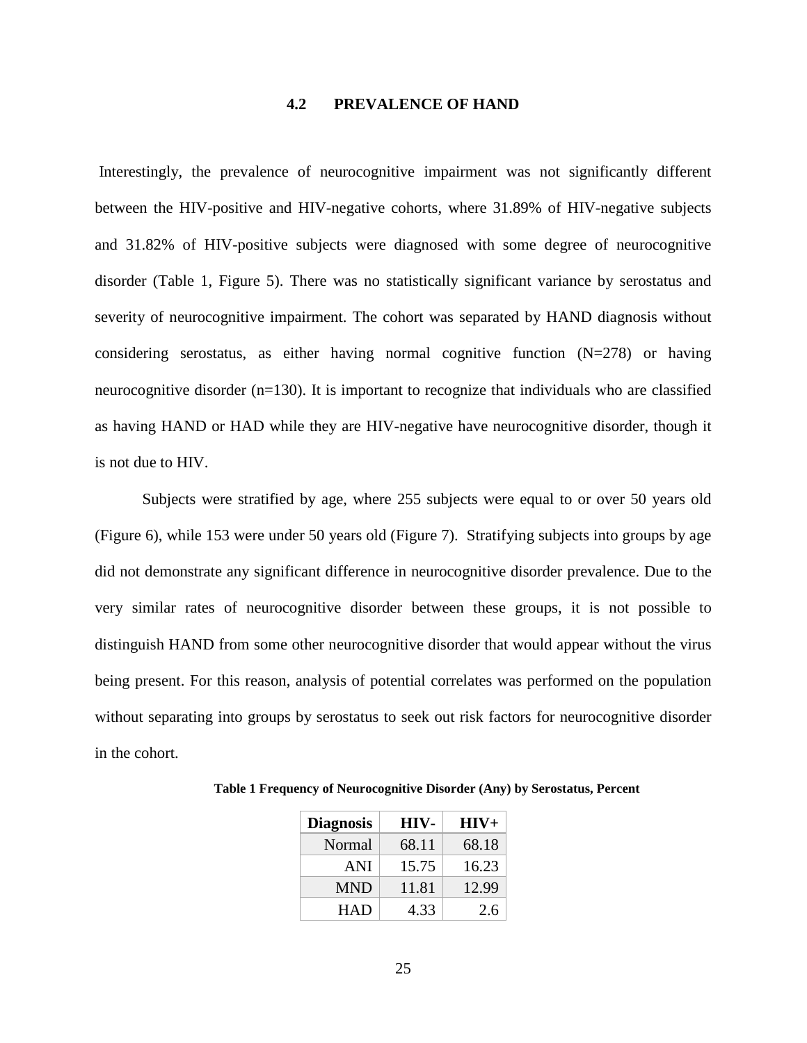### 4.2 PREVALENCE OF HAND

Interestingly, the prevalence of neurocognitive impairment was not significantly different between the HIV-positive and HIV-negative cohorts, where 31.89% of HIV-negative subjects and 31.82% of HIV-positive subjects were diagnosed with some degree of neurocognitive disorder (Table 1, Figure 5). There was no statistically significant variance by serostatus and severity of neurocognitive impairment. The cohort was separated by HAND diagnosis without considering serostatus, as either having normal cognitive function (N=278) or having neurocognitive disorder (n=130). It is important to recognize that individuals who are classified as having HAND or HAD while they are HIV-negative have neurocognitive disorder, though it is not due to HIV.

Subjects were stratified by age, where 255 subjects were equal to or over 50 years old (Figure 6), while 153 were under 50 years old (Figure 7). Stratifying subjects into groups by age did not demonstrate any significant difference in neurocognitive disorder prevalence. Due to the very similar rates of neurocognitive disorder between these groups, it is not possible to distinguish HAND from some other neurocognitive disorder that would appear without the virus being present. For this reason, analysis of potential correlates was performed on the population without separating into groups by serostatus to seek out risk factors for neurocognitive disorder in the cohort.

**Table 1 Frequency of Neurocognitive Disorder (Any) by Serostatus, Percent**

| Diagnosis | HIV- | HIV+ |
|---:|---:|---:|
| Normal | 68.11 | 68.18 |
| ANI | 15.75 | 16.23 |
| MND | 11.81 | 12.99 |
| HAD | 4.33 | 2.6 |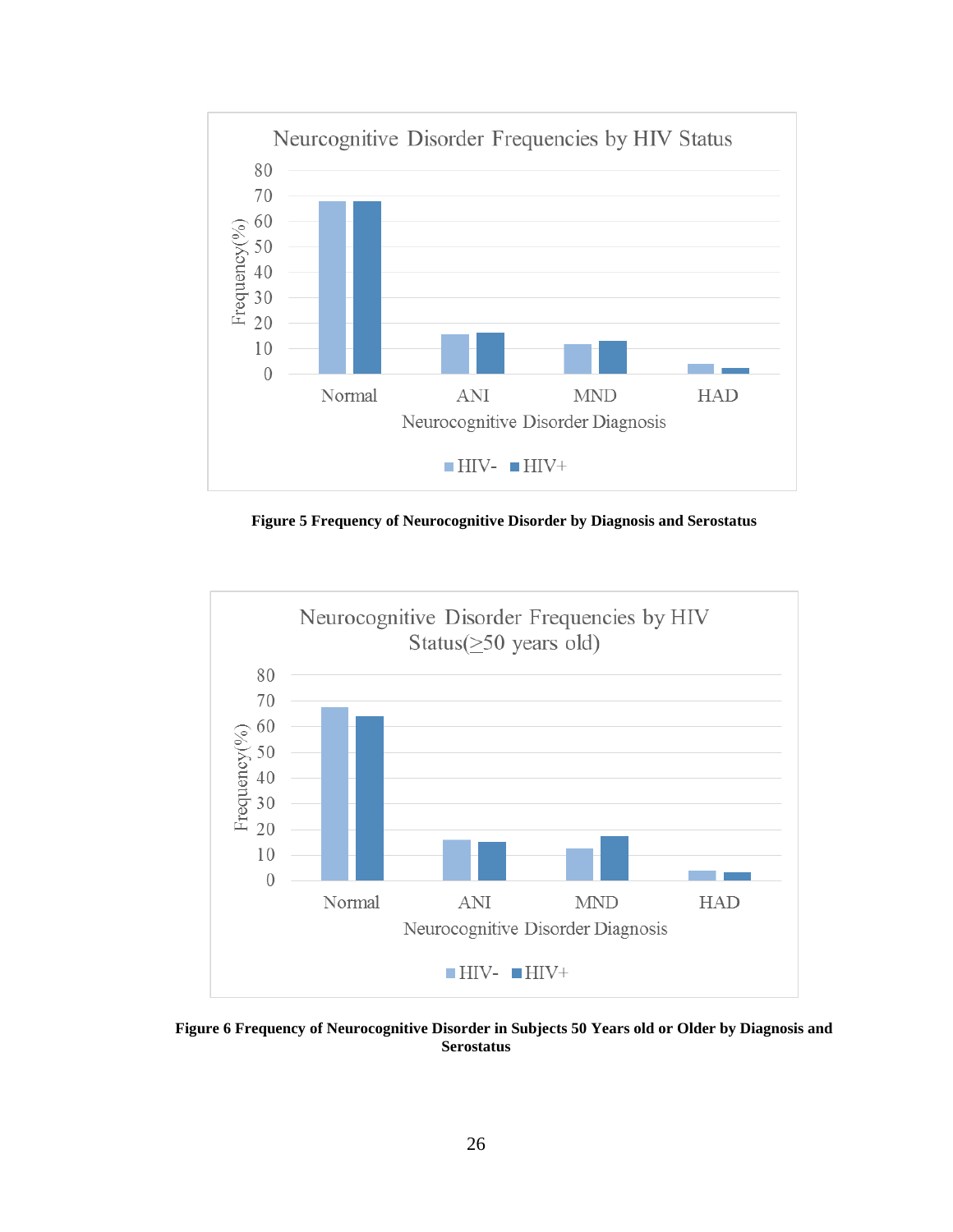Figure 5 Frequency of Neurocognitive Disorder by Diagnosis and Serostatus

Figure 6 Frequency of Neurocognitive Disorder in Subjects 50 Years old or Older by Diagnosis and Serostatus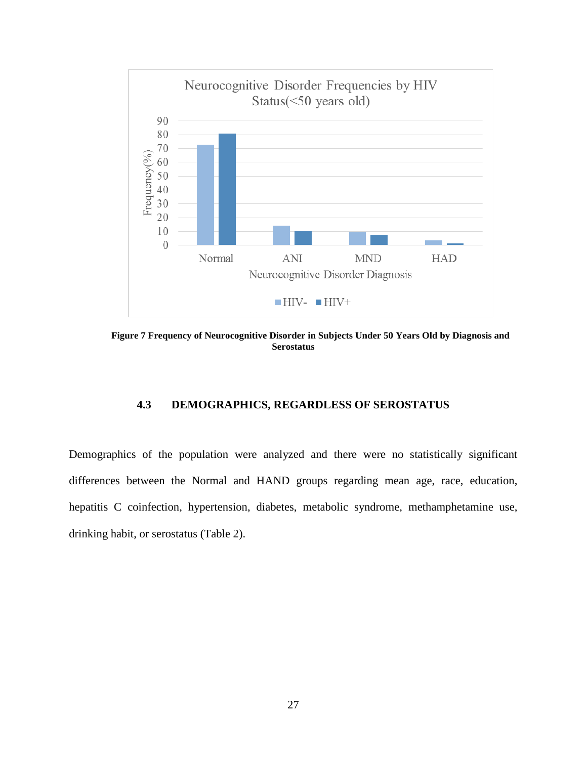**Figure 7 Frequency of Neurocognitive Disorder in Subjects Under 50 Years Old by Diagnosis and Serostatus**

### 4.3 DEMOGRAPHICS, REGARDLESS OF SEROSTATUS

Demographics of the population were analyzed and there were no statistically significant differences between the Normal and HAND groups regarding mean age, race, education, hepatitis C coinfection, hypertension, diabetes, metabolic syndrome, methamphetamine use, drinking habit, or serostatus (Table 2).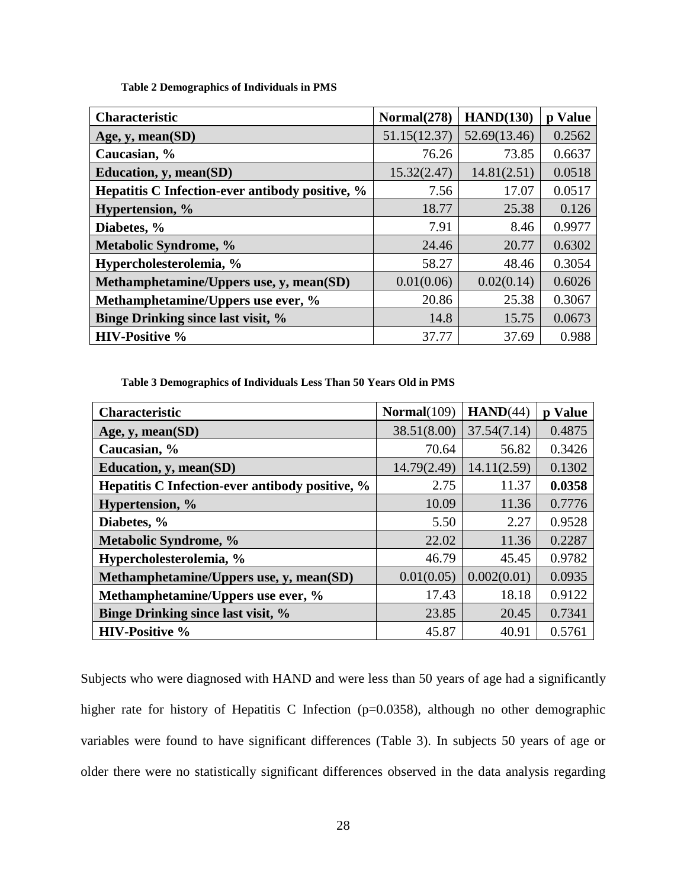**Table 2 Demographics of Individuals in PMS**

| Characteristic | Normal(278) | HAND(130) | p Value |
|---|---|---|---|
| Age, y, mean(SD) | 51.15(12.37) | 52.69(13.46) | 0.2562 |
| Caucasian, % | 76.26 | 73.85 | 0.6637 |
| Education, y, mean(SD) | 15.32(2.47) | 14.81(2.51) | 0.0518 |
| Hepatitis C Infection-ever antibody positive, % | 7.56 | 17.07 | 0.0517 |
| Hypertension, % | 18.77 | 25.38 | 0.126 |
| Diabetes, % | 7.91 | 8.46 | 0.9977 |
| Metabolic Syndrome, % | 24.46 | 20.77 | 0.6302 |
| Hypercholesterolemia, % | 58.27 | 48.46 | 0.3054 |
| Methamphetamine/Uppers use, y, mean(SD) | 0.01(0.06) | 0.02(0.14) | 0.6026 |
| Methamphetamine/Uppers use ever, % | 20.86 | 25.38 | 0.3067 |
| Binge Drinking since last visit, % | 14.8 | 15.75 | 0.0673 |
| HIV-Positive % | 37.77 | 37.69 | 0.988 |

**Table 3 Demographics of Individuals Less Than 50 Years Old in PMS**

| Characteristic | **Normal**(109) | **HAND**(44) | p Value |
|---|---|---|---|
| Age, y, mean(SD) | 38.51(8.00) | 37.54(7.14) | 0.4875 |
| Caucasian, % | 70.64 | 56.82 | 0.3426 |
| Education, y, mean(SD) | 14.79(2.49) | 14.11(2.59) | 0.1302 |
| Hepatitis C Infection-ever antibody positive, % | 2.75 | 11.37 | **0.0358** |
| Hypertension, % | 10.09 | 11.36 | 0.7776 |
| Diabetes, % | 5.50 | 2.27 | 0.9528 |
| Metabolic Syndrome, % | 22.02 | 11.36 | 0.2287 |
| Hypercholesterolemia, % | 46.79 | 45.45 | 0.9782 |
| Methamphetamine/Uppers use, y, mean(SD) | 0.01(0.05) | 0.002(0.01) | 0.0935 |
| Methamphetamine/Uppers use ever, % | 17.43 | 18.18 | 0.9122 |
| Binge Drinking since last visit, % | 23.85 | 20.45 | 0.7341 |
| HIV-Positive % | 45.87 | 40.91 | 0.5761 |

Subjects who were diagnosed with HAND and were less than 50 years of age had a significantly higher rate for history of Hepatitis C Infection (p=0.0358), although no other demographic variables were found to have significant differences (Table 3). In subjects 50 years of age or older there were no statistically significant differences observed in the data analysis regarding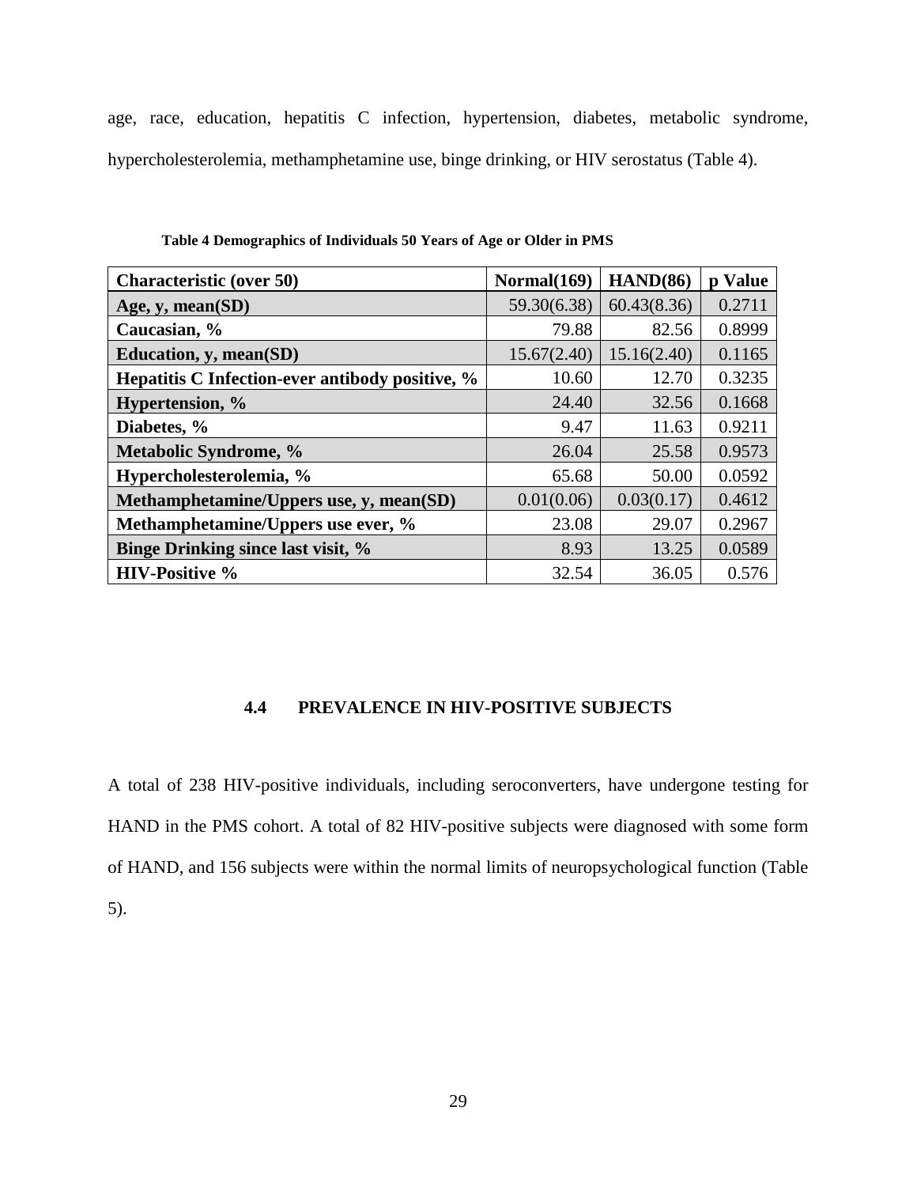age, race, education, hepatitis C infection, hypertension, diabetes, metabolic syndrome, hypercholesterolemia, methamphetamine use, binge drinking, or HIV serostatus (Table 4).

**Table 4 Demographics of Individuals 50 Years of Age or Older in PMS**

| Characteristic (over 50) | Normal(169) | HAND(86) | p Value |
|---|---|---|---|
| Age, y, mean(SD) | 59.30(6.38) | 60.43(8.36) | 0.2711 |
| Caucasian, % | 79.88 | 82.56 | 0.8999 |
| Education, y, mean(SD) | 15.67(2.40) | 15.16(2.40) | 0.1165 |
| Hepatitis C Infection-ever antibody positive, % | 10.60 | 12.70 | 0.3235 |
| Hypertension, % | 24.40 | 32.56 | 0.1668 |
| Diabetes, % | 9.47 | 11.63 | 0.9211 |
| Metabolic Syndrome, % | 26.04 | 25.58 | 0.9573 |
| Hypercholesterolemia, % | 65.68 | 50.00 | 0.0592 |
| Methamphetamine/Uppers use, y, mean(SD) | 0.01(0.06) | 0.03(0.17) | 0.4612 |
| Methamphetamine/Uppers use ever, % | 23.08 | 29.07 | 0.2967 |
| Binge Drinking since last visit, % | 8.93 | 13.25 | 0.0589 |
| HIV-Positive % | 32.54 | 36.05 | 0.576 |

### 4.4 PREVALENCE IN HIV-POSITIVE SUBJECTS

A total of 238 HIV-positive individuals, including seroconverters, have undergone testing for HAND in the PMS cohort. A total of 82 HIV-positive subjects were diagnosed with some form of HAND, and 156 subjects were within the normal limits of neuropsychological function (Table 5).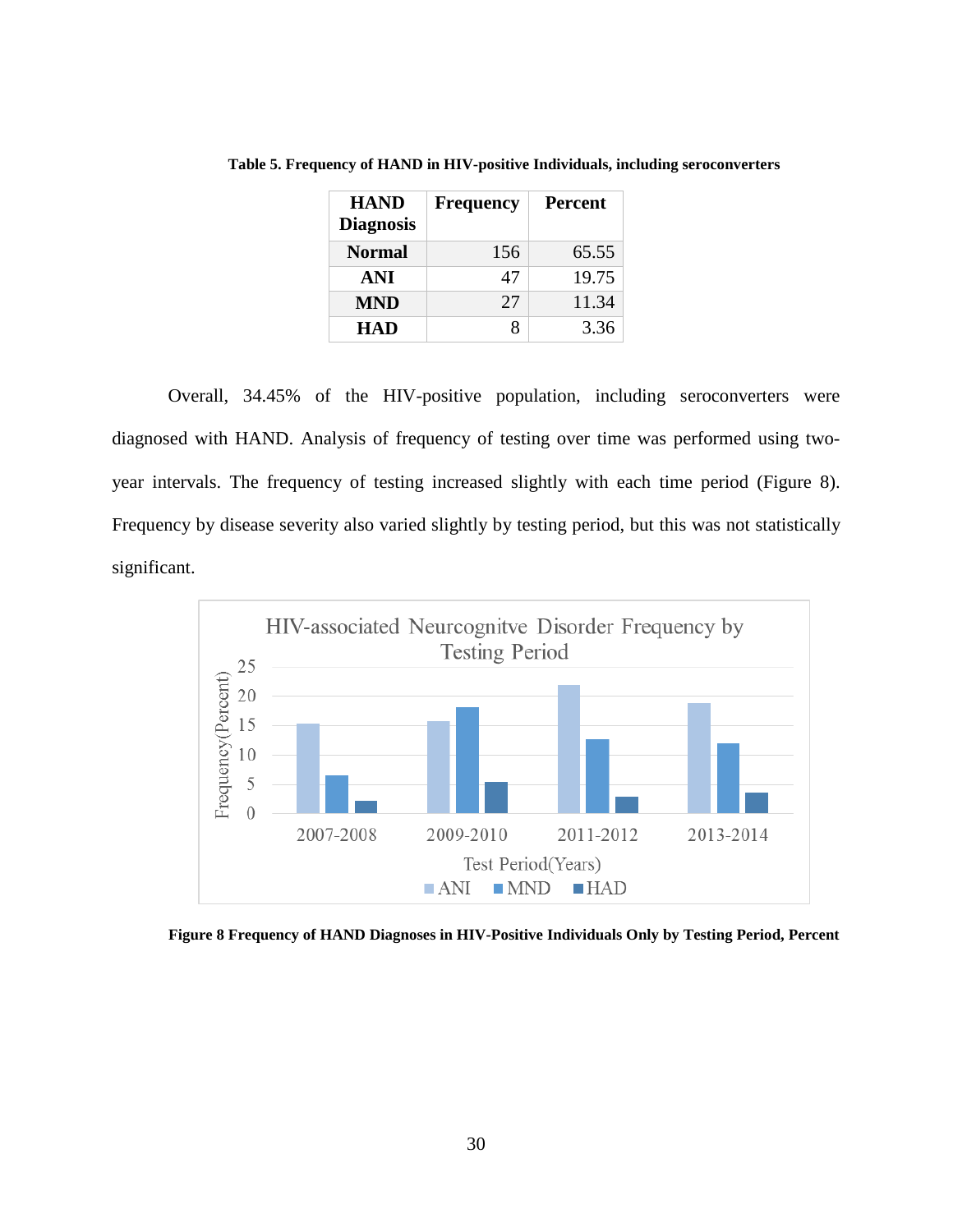**Table 5. Frequency of HAND in HIV-positive Individuals, including seroconverters**

| HAND Diagnosis | Frequency | Percent |
|---|---|---|
| **Normal** | 156 | 65.55 |
| **ANI** | 47 | 19.75 |
| **MND** | 27 | 11.34 |
| **HAD** | 8 | 3.36 |

Overall, 34.45% of the HIV-positive population, including seroconverters were diagnosed with HAND. Analysis of frequency of testing over time was performed using two-year intervals. The frequency of testing increased slightly with each time period (Figure 8). Frequency by disease severity also varied slightly by testing period, but this was not statistically significant.

**Figure 8 Frequency of HAND Diagnoses in HIV-Positive Individuals Only by Testing Period, Percent**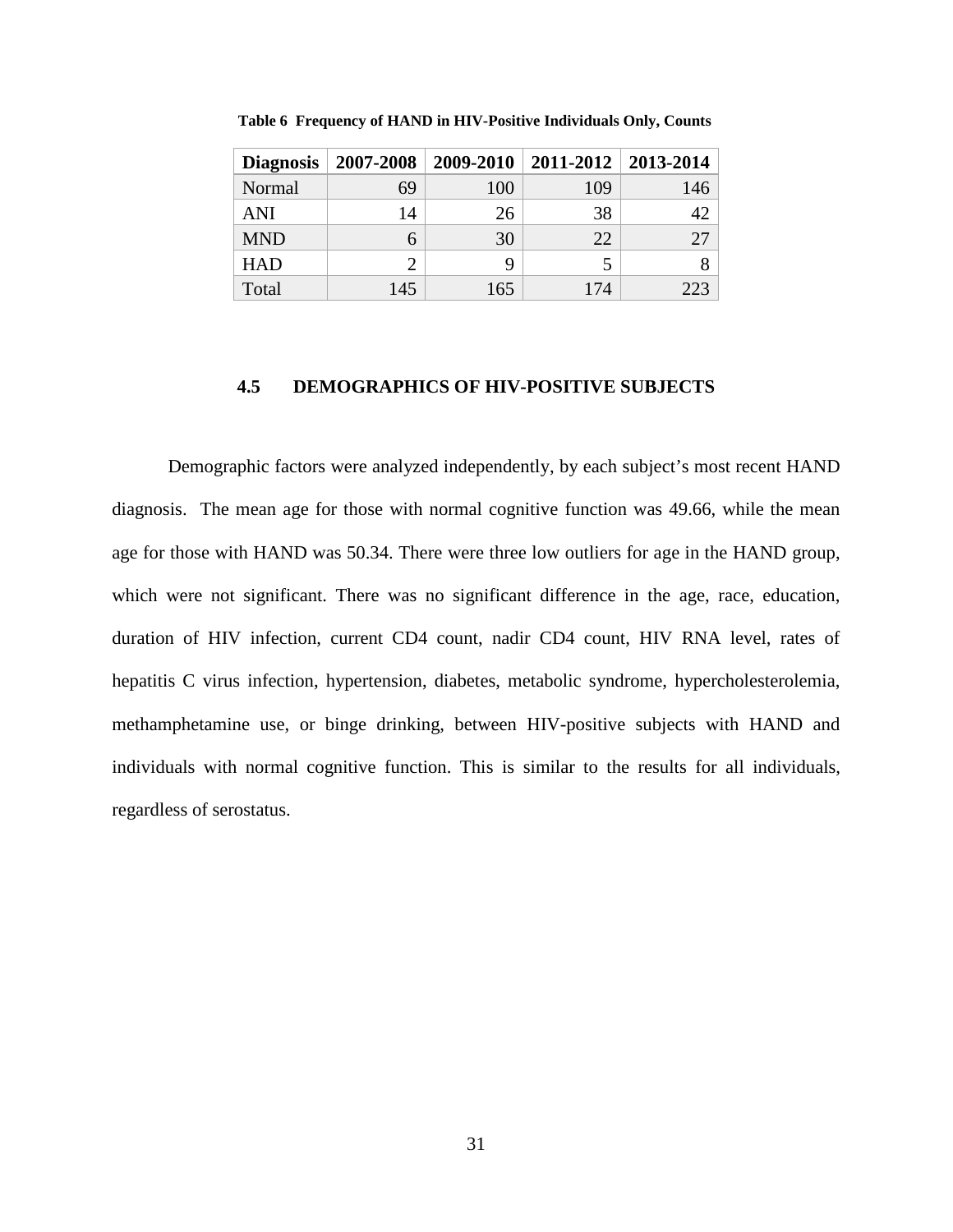**Table 6 Frequency of HAND in HIV-Positive Individuals Only, Counts**

| Diagnosis | 2007-2008 | 2009-2010 | 2011-2012 | 2013-2014 |
|---|---|---|---|---|
| Normal | 69 | 100 | 109 | 146 |
| ANI | 14 | 26 | 38 | 42 |
| MND | 6 | 30 | 22 | 27 |
| HAD | 2 | 9 | 5 | 8 |
| Total | 145 | 165 | 174 | 223 |

## 4.5 DEMOGRAPHICS OF HIV-POSITIVE SUBJECTS

Demographic factors were analyzed independently, by each subject's most recent HAND diagnosis. The mean age for those with normal cognitive function was 49.66, while the mean age for those with HAND was 50.34. There were three low outliers for age in the HAND group, which were not significant. There was no significant difference in the age, race, education, duration of HIV infection, current CD4 count, nadir CD4 count, HIV RNA level, rates of hepatitis C virus infection, hypertension, diabetes, metabolic syndrome, hypercholesterolemia, methamphetamine use, or binge drinking, between HIV-positive subjects with HAND and individuals with normal cognitive function. This is similar to the results for all individuals, regardless of serostatus.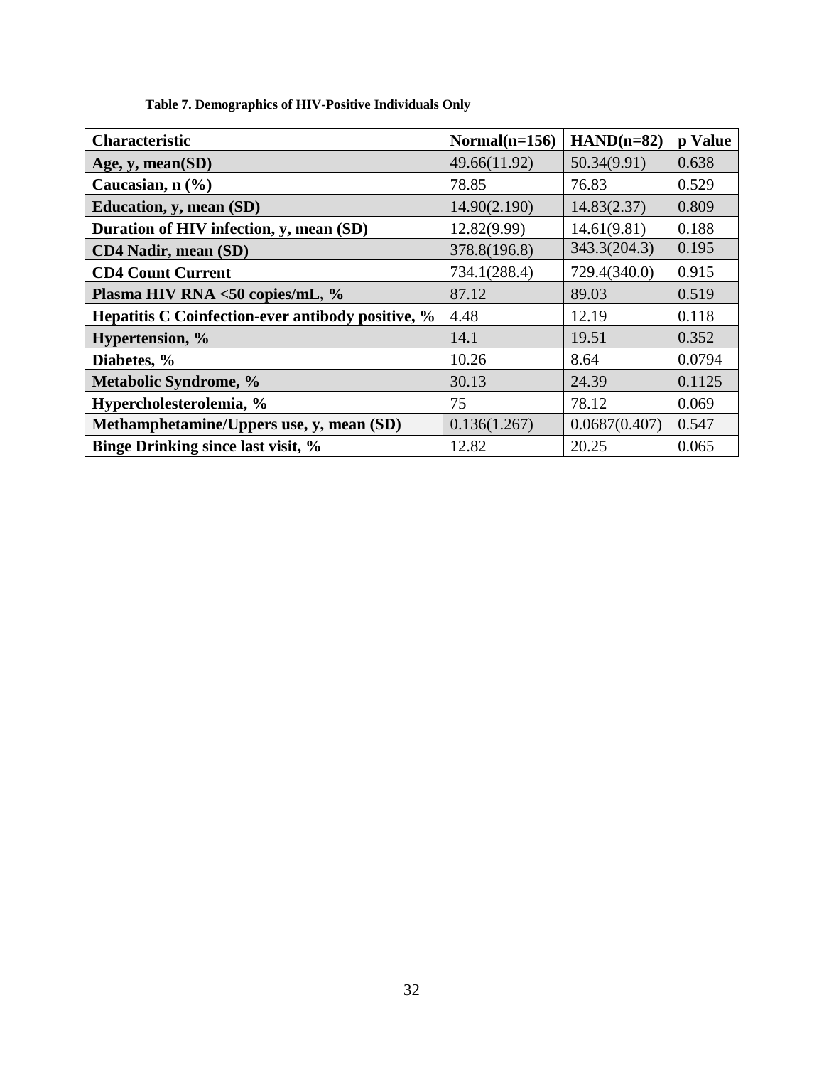**Table 7. Demographics of HIV-Positive Individuals Only**

| Characteristic | Normal(n=156) | HAND(n=82) | p Value |
|---|---|---|---|
| **Age, y, mean(SD)** | 49.66(11.92) | 50.34(9.91) | 0.638 |
| **Caucasian, n (%)** | 78.85 | 76.83 | 0.529 |
| **Education, y, mean (SD)** | 14.90(2.190) | 14.83(2.37) | 0.809 |
| **Duration of HIV infection, y, mean (SD)** | 12.82(9.99) | 14.61(9.81) | 0.188 |
| **CD4 Nadir, mean (SD)** | 378.8(196.8) | 343.3(204.3) | 0.195 |
| **CD4 Count Current** | 734.1(288.4) | 729.4(340.0) | 0.915 |
| **Plasma HIV RNA <50 copies/mL, %** | 87.12 | 89.03 | 0.519 |
| **Hepatitis C Coinfection-ever antibody positive, %** | 4.48 | 12.19 | 0.118 |
| **Hypertension, %** | 14.1 | 19.51 | 0.352 |
| **Diabetes, %** | 10.26 | 8.64 | 0.0794 |
| **Metabolic Syndrome, %** | 30.13 | 24.39 | 0.1125 |
| **Hypercholesterolemia, %** | 75 | 78.12 | 0.069 |
| **Methamphetamine/Uppers use, y, mean (SD)** | 0.136(1.267) | 0.0687(0.407) | 0.547 |
| **Binge Drinking since last visit, %** | 12.82 | 20.25 | 0.065 |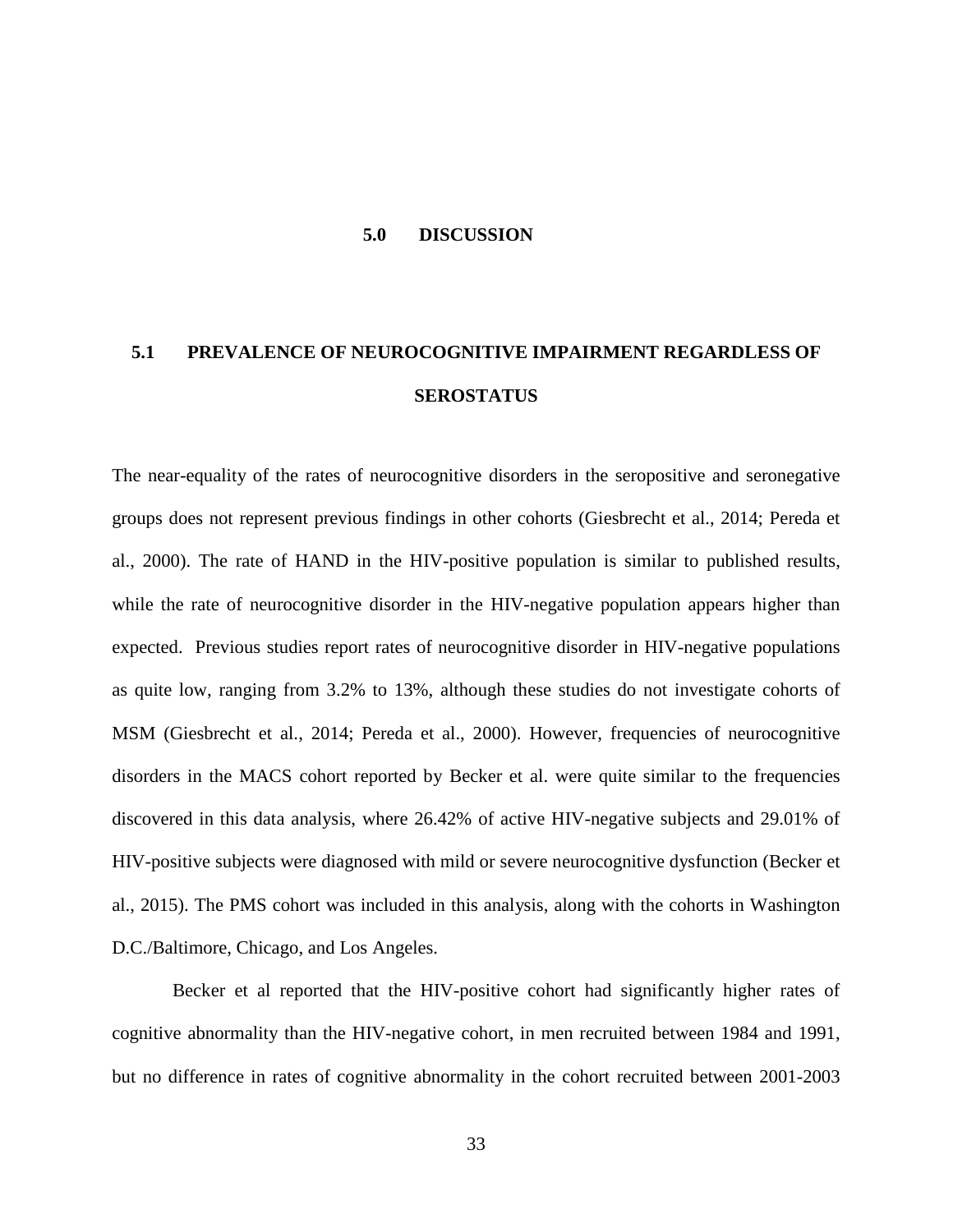# 5.0 DISCUSSION

## 5.1 PREVALENCE OF NEUROCOGNITIVE IMPAIRMENT REGARDLESS OF SEROSTATUS

The near-equality of the rates of neurocognitive disorders in the seropositive and seronegative groups does not represent previous findings in other cohorts (Giesbrecht et al., 2014; Pereda et al., 2000). The rate of HAND in the HIV-positive population is similar to published results, while the rate of neurocognitive disorder in the HIV-negative population appears higher than expected. Previous studies report rates of neurocognitive disorder in HIV-negative populations as quite low, ranging from 3.2% to 13%, although these studies do not investigate cohorts of MSM (Giesbrecht et al., 2014; Pereda et al., 2000). However, frequencies of neurocognitive disorders in the MACS cohort reported by Becker et al. were quite similar to the frequencies discovered in this data analysis, where 26.42% of active HIV-negative subjects and 29.01% of HIV-positive subjects were diagnosed with mild or severe neurocognitive dysfunction (Becker et al., 2015). The PMS cohort was included in this analysis, along with the cohorts in Washington D.C./Baltimore, Chicago, and Los Angeles.

Becker et al reported that the HIV-positive cohort had significantly higher rates of cognitive abnormality than the HIV-negative cohort, in men recruited between 1984 and 1991, but no difference in rates of cognitive abnormality in the cohort recruited between 2001-2003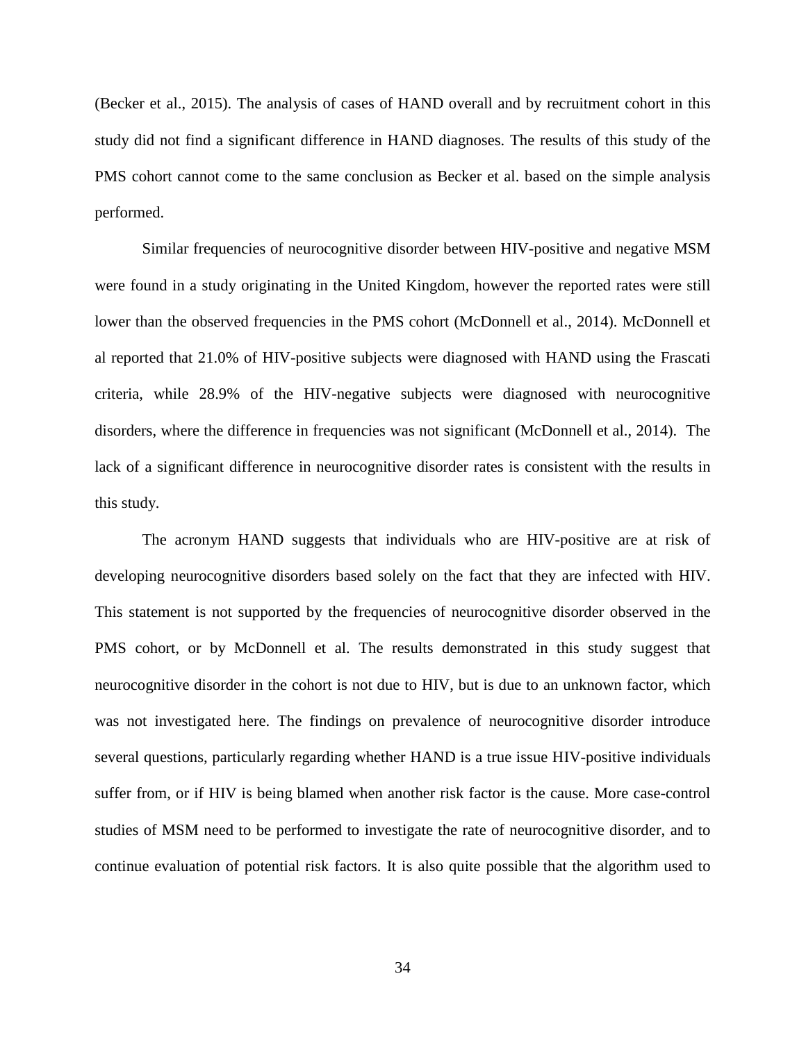(Becker et al., 2015). The analysis of cases of HAND overall and by recruitment cohort in this study did not find a significant difference in HAND diagnoses. The results of this study of the PMS cohort cannot come to the same conclusion as Becker et al. based on the simple analysis performed.

Similar frequencies of neurocognitive disorder between HIV-positive and negative MSM were found in a study originating in the United Kingdom, however the reported rates were still lower than the observed frequencies in the PMS cohort (McDonnell et al., 2014). McDonnell et al reported that 21.0% of HIV-positive subjects were diagnosed with HAND using the Frascati criteria, while 28.9% of the HIV-negative subjects were diagnosed with neurocognitive disorders, where the difference in frequencies was not significant (McDonnell et al., 2014). The lack of a significant difference in neurocognitive disorder rates is consistent with the results in this study.

The acronym HAND suggests that individuals who are HIV-positive are at risk of developing neurocognitive disorders based solely on the fact that they are infected with HIV. This statement is not supported by the frequencies of neurocognitive disorder observed in the PMS cohort, or by McDonnell et al. The results demonstrated in this study suggest that neurocognitive disorder in the cohort is not due to HIV, but is due to an unknown factor, which was not investigated here. The findings on prevalence of neurocognitive disorder introduce several questions, particularly regarding whether HAND is a true issue HIV-positive individuals suffer from, or if HIV is being blamed when another risk factor is the cause. More case-control studies of MSM need to be performed to investigate the rate of neurocognitive disorder, and to continue evaluation of potential risk factors. It is also quite possible that the algorithm used to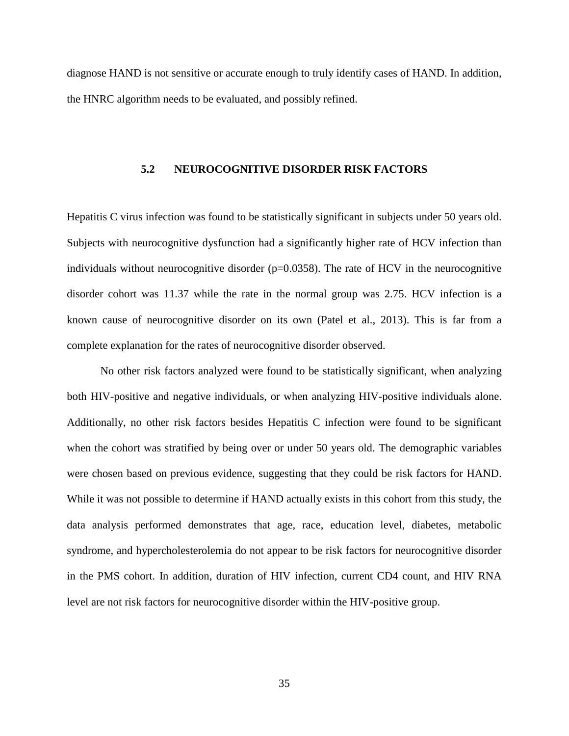diagnose HAND is not sensitive or accurate enough to truly identify cases of HAND. In addition, the HNRC algorithm needs to be evaluated, and possibly refined.

## 5.2 NEUROCOGNITIVE DISORDER RISK FACTORS

Hepatitis C virus infection was found to be statistically significant in subjects under 50 years old. Subjects with neurocognitive dysfunction had a significantly higher rate of HCV infection than individuals without neurocognitive disorder ($p=0.0358$). The rate of HCV in the neurocognitive disorder cohort was 11.37 while the rate in the normal group was 2.75. HCV infection is a known cause of neurocognitive disorder on its own (Patel et al., 2013). This is far from a complete explanation for the rates of neurocognitive disorder observed.

No other risk factors analyzed were found to be statistically significant, when analyzing both HIV-positive and negative individuals, or when analyzing HIV-positive individuals alone. Additionally, no other risk factors besides Hepatitis C infection were found to be significant when the cohort was stratified by being over or under 50 years old. The demographic variables were chosen based on previous evidence, suggesting that they could be risk factors for HAND. While it was not possible to determine if HAND actually exists in this cohort from this study, the data analysis performed demonstrates that age, race, education level, diabetes, metabolic syndrome, and hypercholesterolemia do not appear to be risk factors for neurocognitive disorder in the PMS cohort. In addition, duration of HIV infection, current CD4 count, and HIV RNA level are not risk factors for neurocognitive disorder within the HIV-positive group.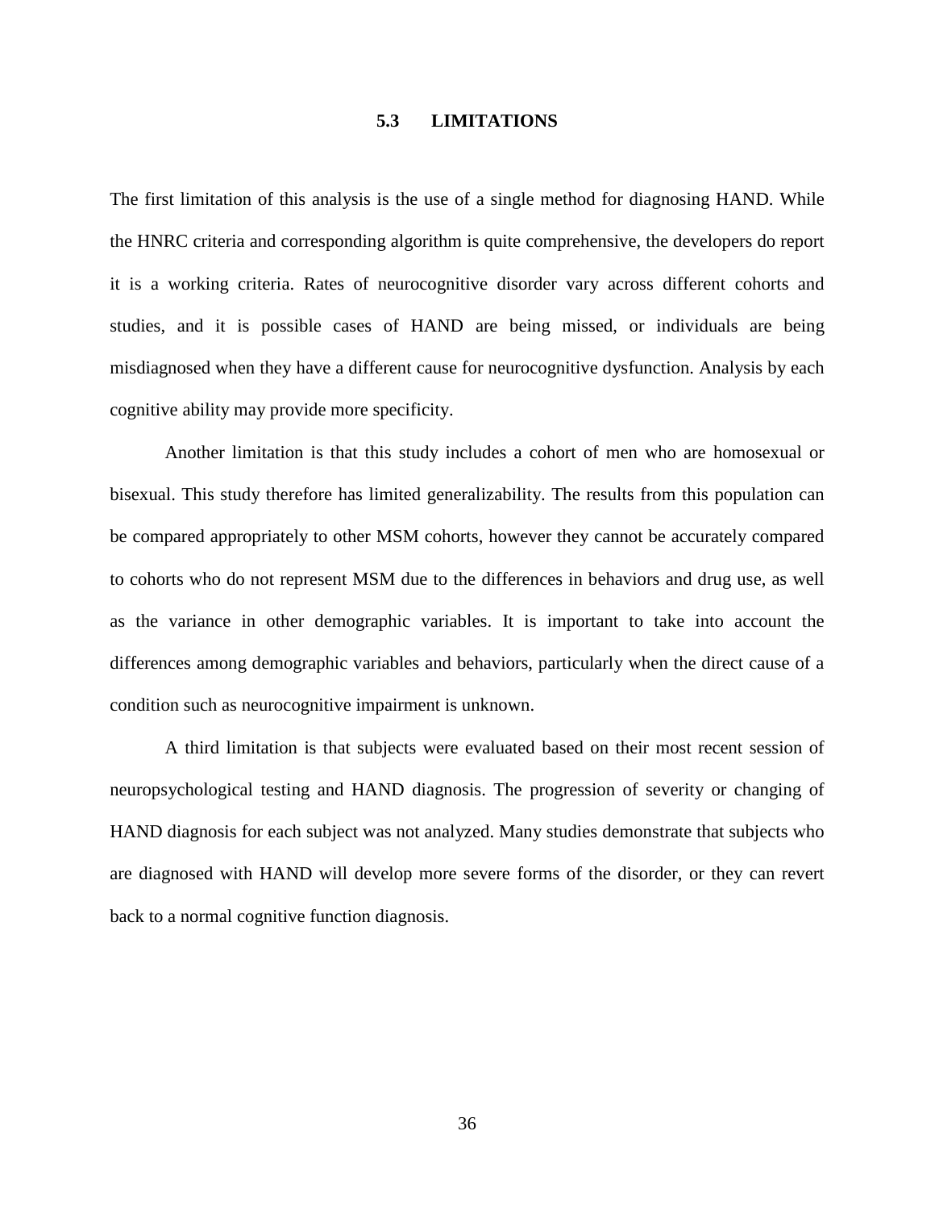### 5.3 LIMITATIONS

The first limitation of this analysis is the use of a single method for diagnosing HAND. While the HNRC criteria and corresponding algorithm is quite comprehensive, the developers do report it is a working criteria. Rates of neurocognitive disorder vary across different cohorts and studies, and it is possible cases of HAND are being missed, or individuals are being misdiagnosed when they have a different cause for neurocognitive dysfunction. Analysis by each cognitive ability may provide more specificity.

Another limitation is that this study includes a cohort of men who are homosexual or bisexual. This study therefore has limited generalizability. The results from this population can be compared appropriately to other MSM cohorts, however they cannot be accurately compared to cohorts who do not represent MSM due to the differences in behaviors and drug use, as well as the variance in other demographic variables. It is important to take into account the differences among demographic variables and behaviors, particularly when the direct cause of a condition such as neurocognitive impairment is unknown.

A third limitation is that subjects were evaluated based on their most recent session of neuropsychological testing and HAND diagnosis. The progression of severity or changing of HAND diagnosis for each subject was not analyzed. Many studies demonstrate that subjects who are diagnosed with HAND will develop more severe forms of the disorder, or they can revert back to a normal cognitive function diagnosis.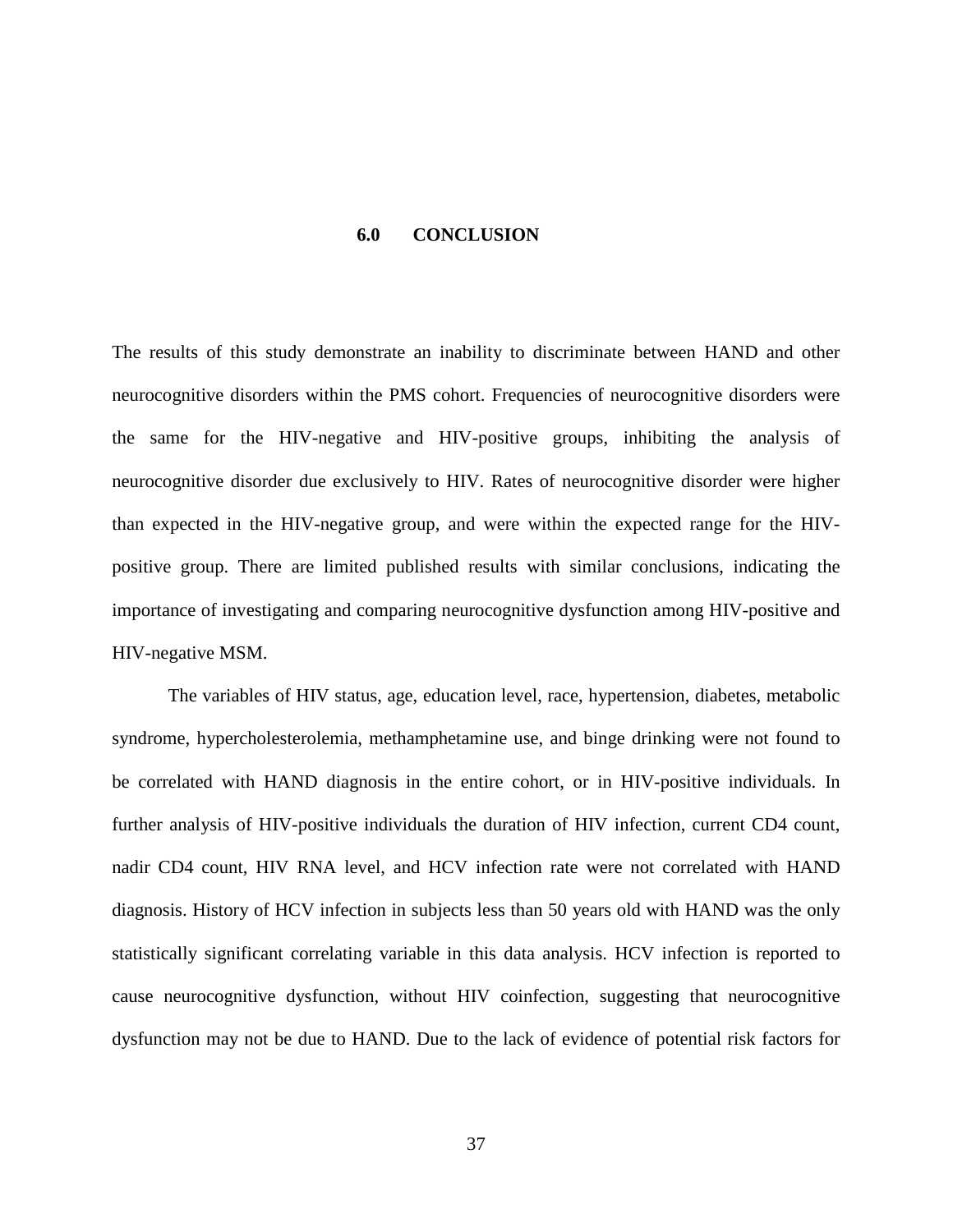# 6.0 CONCLUSION

The results of this study demonstrate an inability to discriminate between HAND and other neurocognitive disorders within the PMS cohort. Frequencies of neurocognitive disorders were the same for the HIV-negative and HIV-positive groups, inhibiting the analysis of neurocognitive disorder due exclusively to HIV. Rates of neurocognitive disorder were higher than expected in the HIV-negative group, and were within the expected range for the HIV-positive group. There are limited published results with similar conclusions, indicating the importance of investigating and comparing neurocognitive dysfunction among HIV-positive and HIV-negative MSM.

The variables of HIV status, age, education level, race, hypertension, diabetes, metabolic syndrome, hypercholesterolemia, methamphetamine use, and binge drinking were not found to be correlated with HAND diagnosis in the entire cohort, or in HIV-positive individuals. In further analysis of HIV-positive individuals the duration of HIV infection, current CD4 count, nadir CD4 count, HIV RNA level, and HCV infection rate were not correlated with HAND diagnosis. History of HCV infection in subjects less than 50 years old with HAND was the only statistically significant correlating variable in this data analysis. HCV infection is reported to cause neurocognitive dysfunction, without HIV coinfection, suggesting that neurocognitive dysfunction may not be due to HAND. Due to the lack of evidence of potential risk factors for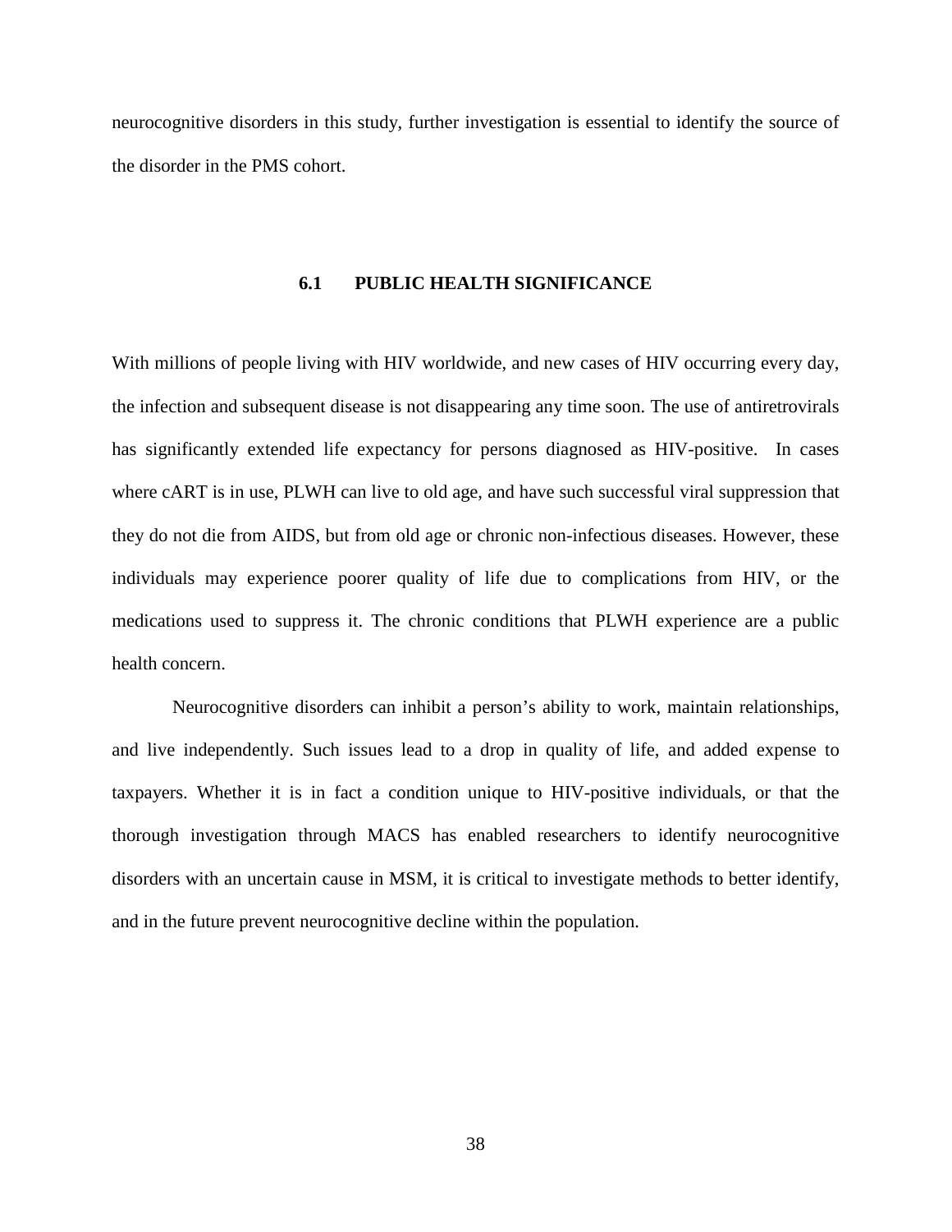neurocognitive disorders in this study, further investigation is essential to identify the source of the disorder in the PMS cohort.

## 6.1 PUBLIC HEALTH SIGNIFICANCE

With millions of people living with HIV worldwide, and new cases of HIV occurring every day, the infection and subsequent disease is not disappearing any time soon. The use of antiretrovirals has significantly extended life expectancy for persons diagnosed as HIV-positive. In cases where cART is in use, PLWH can live to old age, and have such successful viral suppression that they do not die from AIDS, but from old age or chronic non-infectious diseases. However, these individuals may experience poorer quality of life due to complications from HIV, or the medications used to suppress it. The chronic conditions that PLWH experience are a public health concern.

Neurocognitive disorders can inhibit a person's ability to work, maintain relationships, and live independently. Such issues lead to a drop in quality of life, and added expense to taxpayers. Whether it is in fact a condition unique to HIV-positive individuals, or that the thorough investigation through MACS has enabled researchers to identify neurocognitive disorders with an uncertain cause in MSM, it is critical to investigate methods to better identify, and in the future prevent neurocognitive decline within the population.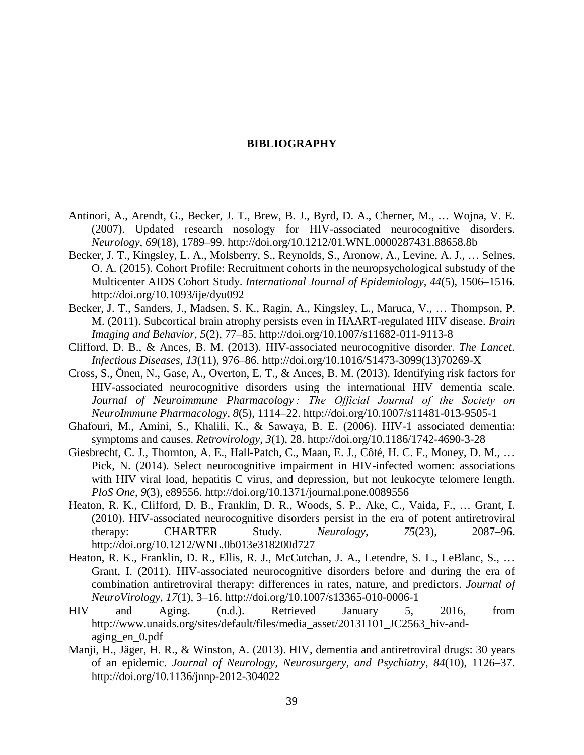# BIBLIOGRAPHY

Antinori, A., Arendt, G., Becker, J. T., Brew, B. J., Byrd, D. A., Cherner, M., … Wojna, V. E. (2007). Updated research nosology for HIV-associated neurocognitive disorders. *Neurology*, *69*(18), 1789–99. http://doi.org/10.1212/01.WNL.0000287431.88658.8b

Becker, J. T., Kingsley, L. A., Molsberry, S., Reynolds, S., Aronow, A., Levine, A. J., … Selnes, O. A. (2015). Cohort Profile: Recruitment cohorts in the neuropsychological substudy of the Multicenter AIDS Cohort Study. *International Journal of Epidemiology*, *44*(5), 1506–1516. http://doi.org/10.1093/ije/dyu092

Becker, J. T., Sanders, J., Madsen, S. K., Ragin, A., Kingsley, L., Maruca, V., … Thompson, P. M. (2011). Subcortical brain atrophy persists even in HAART-regulated HIV disease. *Brain Imaging and Behavior*, *5*(2), 77–85. http://doi.org/10.1007/s11682-011-9113-8

Clifford, D. B., & Ances, B. M. (2013). HIV-associated neurocognitive disorder. *The Lancet. Infectious Diseases*, *13*(11), 976–86. http://doi.org/10.1016/S1473-3099(13)70269-X

Cross, S., Önen, N., Gase, A., Overton, E. T., & Ances, B. M. (2013). Identifying risk factors for HIV-associated neurocognitive disorders using the international HIV dementia scale. *Journal of Neuroimmune Pharmacology : The Official Journal of the Society on NeuroImmune Pharmacology*, *8*(5), 1114–22. http://doi.org/10.1007/s11481-013-9505-1

Ghafouri, M., Amini, S., Khalili, K., & Sawaya, B. E. (2006). HIV-1 associated dementia: symptoms and causes. *Retrovirology*, *3*(1), 28. http://doi.org/10.1186/1742-4690-3-28

Giesbrecht, C. J., Thornton, A. E., Hall-Patch, C., Maan, E. J., Côté, H. C. F., Money, D. M., … Pick, N. (2014). Select neurocognitive impairment in HIV-infected women: associations with HIV viral load, hepatitis C virus, and depression, but not leukocyte telomere length. *PloS One*, *9*(3), e89556. http://doi.org/10.1371/journal.pone.0089556

Heaton, R. K., Clifford, D. B., Franklin, D. R., Woods, S. P., Ake, C., Vaida, F., … Grant, I. (2010). HIV-associated neurocognitive disorders persist in the era of potent antiretroviral therapy: CHARTER Study. *Neurology*, *75*(23), 2087–96. http://doi.org/10.1212/WNL.0b013e318200d727

Heaton, R. K., Franklin, D. R., Ellis, R. J., McCutchan, J. A., Letendre, S. L., LeBlanc, S., … Grant, I. (2011). HIV-associated neurocognitive disorders before and during the era of combination antiretroviral therapy: differences in rates, nature, and predictors. *Journal of NeuroVirology*, *17*(1), 3–16. http://doi.org/10.1007/s13365-010-0006-1

HIV and Aging. (n.d.). Retrieved January 5, 2016, from http://www.unaids.org/sites/default/files/media_asset/20131101_JC2563_hiv-and-aging_en_0.pdf

Manji, H., Jäger, H. R., & Winston, A. (2013). HIV, dementia and antiretroviral drugs: 30 years of an epidemic. *Journal of Neurology, Neurosurgery, and Psychiatry*, *84*(10), 1126–37. http://doi.org/10.1136/jnnp-2012-304022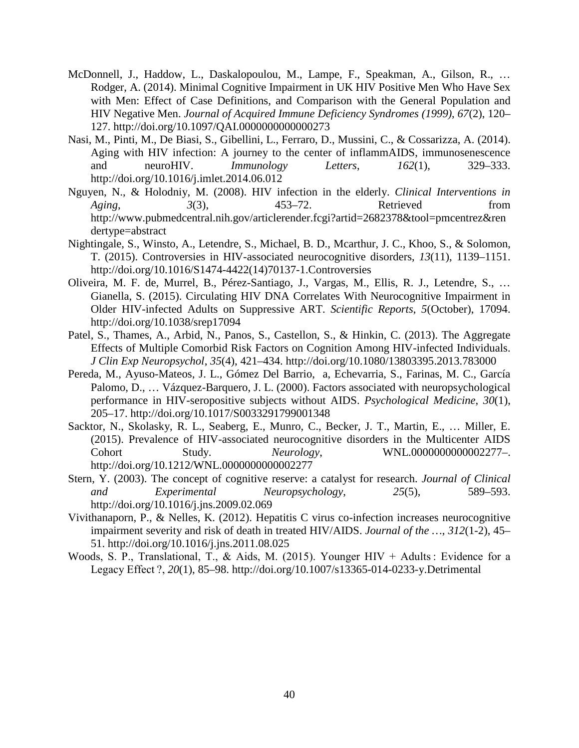McDonnell, J., Haddow, L., Daskalopoulou, M., Lampe, F., Speakman, A., Gilson, R., … Rodger, A. (2014). Minimal Cognitive Impairment in UK HIV Positive Men Who Have Sex with Men: Effect of Case Definitions, and Comparison with the General Population and HIV Negative Men. *Journal of Acquired Immune Deficiency Syndromes (1999)*, *67*(2), 120–127. http://doi.org/10.1097/QAI.0000000000000273

Nasi, M., Pinti, M., De Biasi, S., Gibellini, L., Ferraro, D., Mussini, C., & Cossarizza, A. (2014). Aging with HIV infection: A journey to the center of inflammAIDS, immunosenescence and neuroHIV. *Immunology Letters*, *162*(1), 329–333. http://doi.org/10.1016/j.imlet.2014.06.012

Nguyen, N., & Holodniy, M. (2008). HIV infection in the elderly. *Clinical Interventions in Aging*, *3*(3), 453–72. Retrieved from http://www.pubmedcentral.nih.gov/articlerender.fcgi?artid=2682378&tool=pmcentrez&rendertype=abstract

Nightingale, S., Winsto, A., Letendre, S., Michael, B. D., Mcarthur, J. C., Khoo, S., & Solomon, T. (2015). Controversies in HIV-associated neurocognitive disorders, *13*(11), 1139–1151. http://doi.org/10.1016/S1474-4422(14)70137-1.Controversies

Oliveira, M. F. de, Murrel, B., Pérez-Santiago, J., Vargas, M., Ellis, R. J., Letendre, S., … Gianella, S. (2015). Circulating HIV DNA Correlates With Neurocognitive Impairment in Older HIV-infected Adults on Suppressive ART. *Scientific Reports*, *5*(October), 17094. http://doi.org/10.1038/srep17094

Patel, S., Thames, A., Arbid, N., Panos, S., Castellon, S., & Hinkin, C. (2013). The Aggregate Effects of Multiple Comorbid Risk Factors on Cognition Among HIV-infected Individuals. *J Clin Exp Neuropsychol*, *35*(4), 421–434. http://doi.org/10.1080/13803395.2013.783000

Pereda, M., Ayuso-Mateos, J. L., Gómez Del Barrio, a, Echevarria, S., Farinas, M. C., García Palomo, D., … Vázquez-Barquero, J. L. (2000). Factors associated with neuropsychological performance in HIV-seropositive subjects without AIDS. *Psychological Medicine*, *30*(1), 205–17. http://doi.org/10.1017/S0033291799001348

Sacktor, N., Skolasky, R. L., Seaberg, E., Munro, C., Becker, J. T., Martin, E., … Miller, E. (2015). Prevalence of HIV-associated neurocognitive disorders in the Multicenter AIDS Cohort Study. *Neurology*, WNL.0000000000002277–. http://doi.org/10.1212/WNL.0000000000002277

Stern, Y. (2003). The concept of cognitive reserve: a catalyst for research. *Journal of Clinical and Experimental Neuropsychology*, *25*(5), 589–593. http://doi.org/10.1016/j.jns.2009.02.069

Vivithanaporn, P., & Nelles, K. (2012). Hepatitis C virus co-infection increases neurocognitive impairment severity and risk of death in treated HIV/AIDS. *Journal of the …*, *312*(1-2), 45–51. http://doi.org/10.1016/j.jns.2011.08.025

Woods, S. P., Translational, T., & Aids, M. (2015). Younger HIV + Adults : Evidence for a Legacy Effect ?, *20*(1), 85–98. http://doi.org/10.1007/s13365-014-0233-y.Detrimental